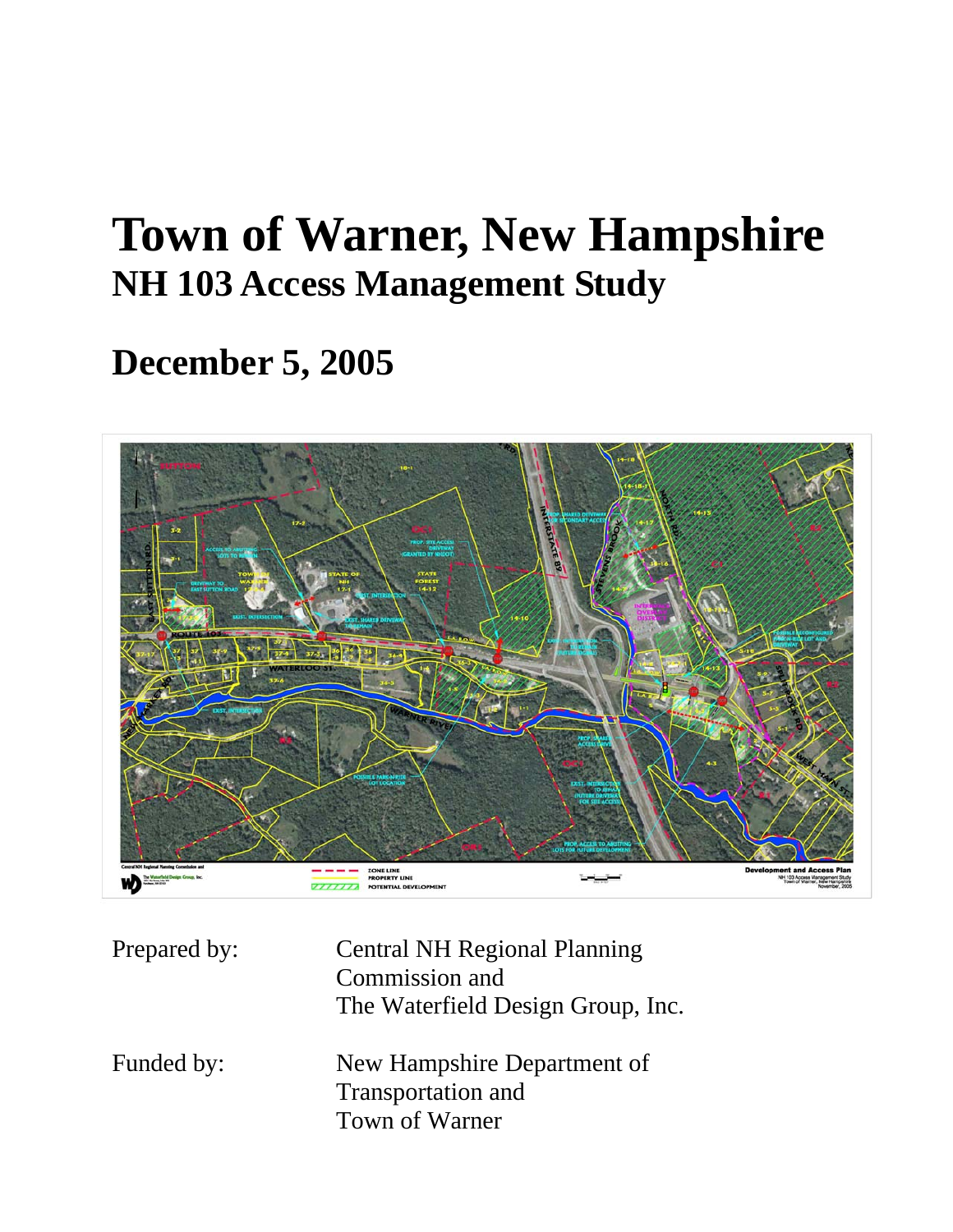# Town of Warner, New Hampshire

## NH 103 Access Management Study

## December 5, 2005

| | |
|---|---|
| Prepared by: | Central NH Regional Planning Commission and The Waterfield Design Group, Inc. |
| Funded by: | New Hampshire Department of Transportation and Town of Warner |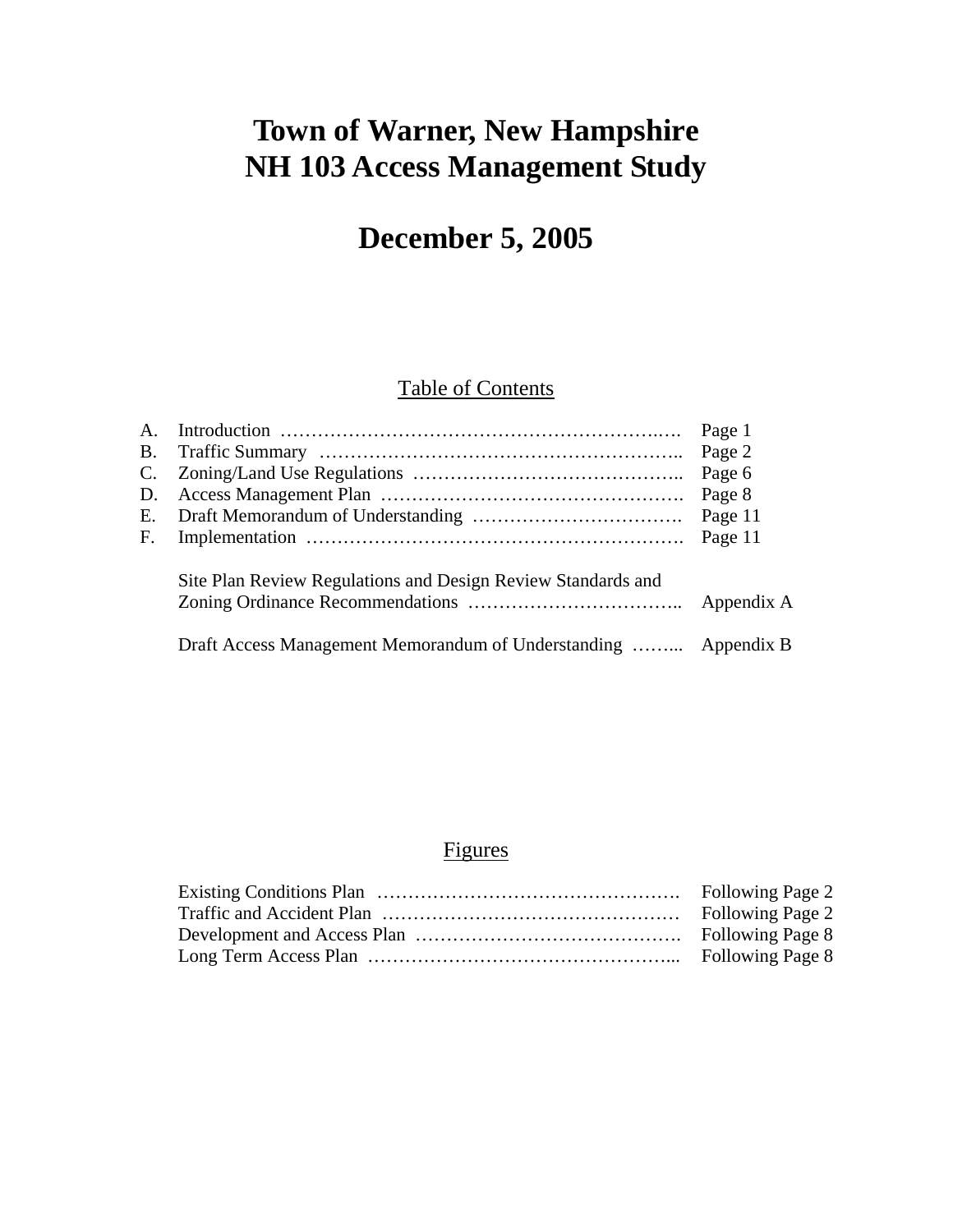# Town of Warner, New Hampshire
# NH 103 Access Management Study

# December 5, 2005

## Table of Contents

| | | |
|---|---|---|
| A. | Introduction ………………………………………………………..…. | Page 1 |
| B. | Traffic Summary ………………………………………………….. | Page 2 |
| C. | Zoning/Land Use Regulations …………………………………….. | Page 6 |
| D. | Access Management Plan …………………………………………. | Page 8 |
| E. | Draft Memorandum of Understanding ……………………………. | Page 11 |
| F. | Implementation ……………………………………………………. | Page 11 |
| | Site Plan Review Regulations and Design Review Standards and Zoning Ordinance Recommendations …………………………….. | Appendix A |
| | Draft Access Management Memorandum of Understanding ……... | Appendix B |

## Figures

| | |
|---|---|
| Existing Conditions Plan …………………………………………. | Following Page 2 |
| Traffic and Accident Plan ………………………………………… | Following Page 2 |
| Development and Access Plan ……………………………………. | Following Page 8 |
| Long Term Access Plan …………………………………………... | Following Page 8 |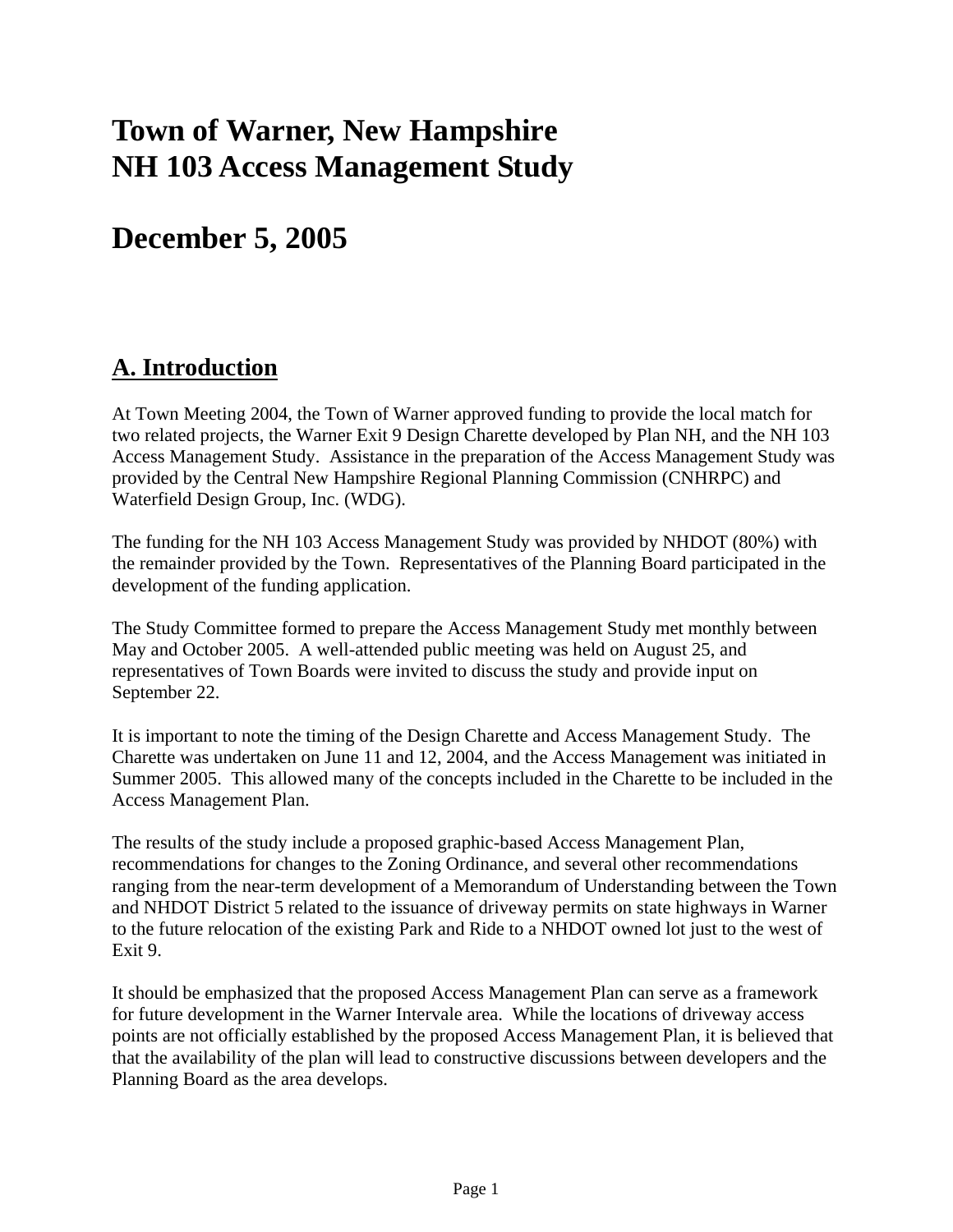# Town of Warner, New Hampshire
# NH 103 Access Management Study

# December 5, 2005

## A. Introduction

At Town Meeting 2004, the Town of Warner approved funding to provide the local match for two related projects, the Warner Exit 9 Design Charette developed by Plan NH, and the NH 103 Access Management Study. Assistance in the preparation of the Access Management Study was provided by the Central New Hampshire Regional Planning Commission (CNHRPC) and Waterfield Design Group, Inc. (WDG).

The funding for the NH 103 Access Management Study was provided by NHDOT (80%) with the remainder provided by the Town. Representatives of the Planning Board participated in the development of the funding application.

The Study Committee formed to prepare the Access Management Study met monthly between May and October 2005. A well-attended public meeting was held on August 25, and representatives of Town Boards were invited to discuss the study and provide input on September 22.

It is important to note the timing of the Design Charette and Access Management Study. The Charette was undertaken on June 11 and 12, 2004, and the Access Management was initiated in Summer 2005. This allowed many of the concepts included in the Charette to be included in the Access Management Plan.

The results of the study include a proposed graphic-based Access Management Plan, recommendations for changes to the Zoning Ordinance, and several other recommendations ranging from the near-term development of a Memorandum of Understanding between the Town and NHDOT District 5 related to the issuance of driveway permits on state highways in Warner to the future relocation of the existing Park and Ride to a NHDOT owned lot just to the west of Exit 9.

It should be emphasized that the proposed Access Management Plan can serve as a framework for future development in the Warner Intervale area. While the locations of driveway access points are not officially established by the proposed Access Management Plan, it is believed that that the availability of the plan will lead to constructive discussions between developers and the Planning Board as the area develops.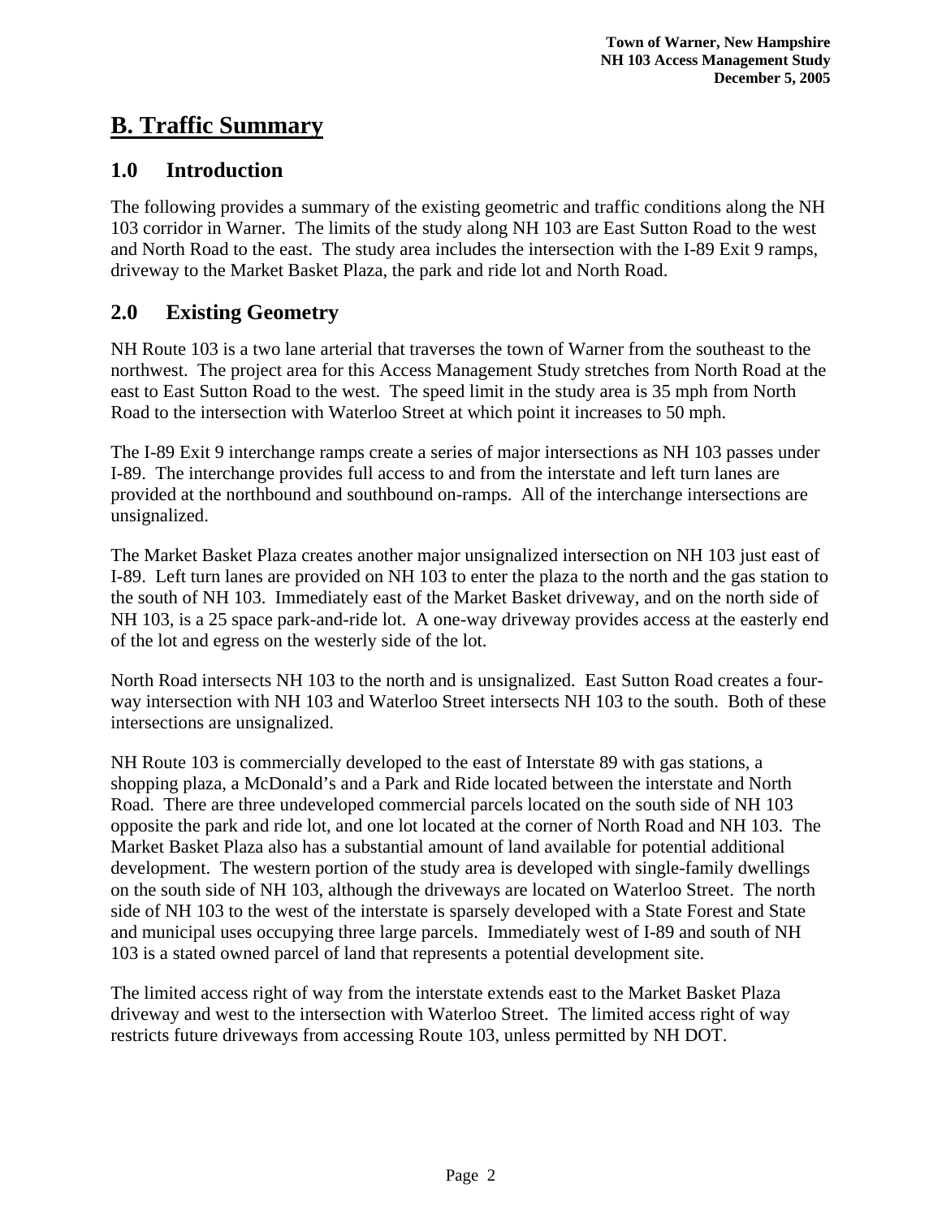# B. Traffic Summary

## 1.0 Introduction

The following provides a summary of the existing geometric and traffic conditions along the NH 103 corridor in Warner. The limits of the study along NH 103 are East Sutton Road to the west and North Road to the east. The study area includes the intersection with the I-89 Exit 9 ramps, driveway to the Market Basket Plaza, the park and ride lot and North Road.

## 2.0 Existing Geometry

NH Route 103 is a two lane arterial that traverses the town of Warner from the southeast to the northwest. The project area for this Access Management Study stretches from North Road at the east to East Sutton Road to the west. The speed limit in the study area is 35 mph from North Road to the intersection with Waterloo Street at which point it increases to 50 mph.

The I-89 Exit 9 interchange ramps create a series of major intersections as NH 103 passes under I-89. The interchange provides full access to and from the interstate and left turn lanes are provided at the northbound and southbound on-ramps. All of the interchange intersections are unsignalized.

The Market Basket Plaza creates another major unsignalized intersection on NH 103 just east of I-89. Left turn lanes are provided on NH 103 to enter the plaza to the north and the gas station to the south of NH 103. Immediately east of the Market Basket driveway, and on the north side of NH 103, is a 25 space park-and-ride lot. A one-way driveway provides access at the easterly end of the lot and egress on the westerly side of the lot.

North Road intersects NH 103 to the north and is unsignalized. East Sutton Road creates a four-way intersection with NH 103 and Waterloo Street intersects NH 103 to the south. Both of these intersections are unsignalized.

NH Route 103 is commercially developed to the east of Interstate 89 with gas stations, a shopping plaza, a McDonald's and a Park and Ride located between the interstate and North Road. There are three undeveloped commercial parcels located on the south side of NH 103 opposite the park and ride lot, and one lot located at the corner of North Road and NH 103. The Market Basket Plaza also has a substantial amount of land available for potential additional development. The western portion of the study area is developed with single-family dwellings on the south side of NH 103, although the driveways are located on Waterloo Street. The north side of NH 103 to the west of the interstate is sparsely developed with a State Forest and State and municipal uses occupying three large parcels. Immediately west of I-89 and south of NH 103 is a stated owned parcel of land that represents a potential development site.

The limited access right of way from the interstate extends east to the Market Basket Plaza driveway and west to the intersection with Waterloo Street. The limited access right of way restricts future driveways from accessing Route 103, unless permitted by NH DOT.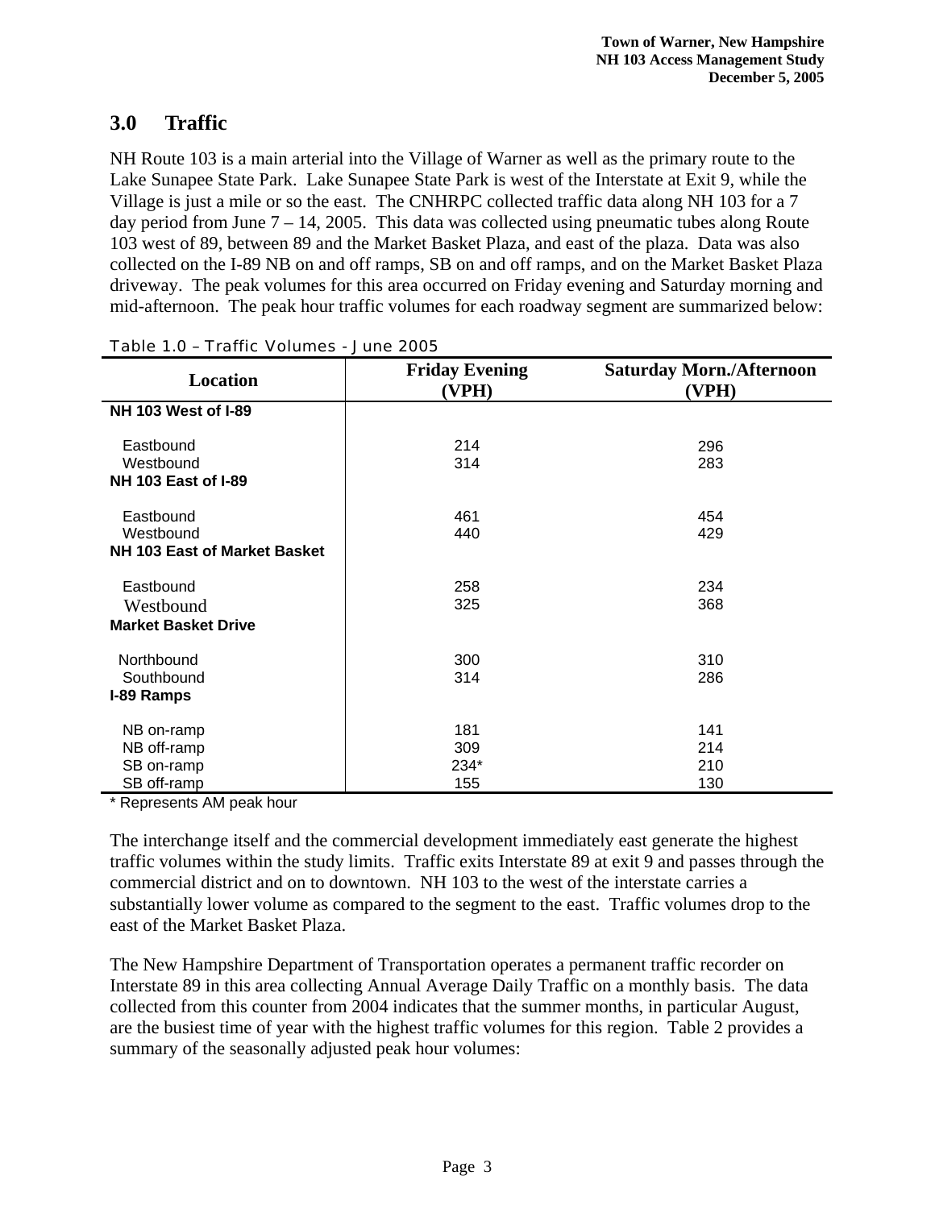## 3.0 Traffic

NH Route 103 is a main arterial into the Village of Warner as well as the primary route to the Lake Sunapee State Park. Lake Sunapee State Park is west of the Interstate at Exit 9, while the Village is just a mile or so the east. The CNHRPC collected traffic data along NH 103 for a 7 day period from June 7 – 14, 2005. This data was collected using pneumatic tubes along Route 103 west of 89, between 89 and the Market Basket Plaza, and east of the plaza. Data was also collected on the I-89 NB on and off ramps, SB on and off ramps, and on the Market Basket Plaza driveway. The peak volumes for this area occurred on Friday evening and Saturday morning and mid-afternoon. The peak hour traffic volumes for each roadway segment are summarized below:

Table 1.0 – Traffic Volumes - June 2005

| Location | Friday Evening (VPH) | Saturday Morn./Afternoon (VPH) |
|---|---|---|
| **NH 103 West of I-89** | | |
| Eastbound | 214 | 296 |
| Westbound | 314 | 283 |
| **NH 103 East of I-89** | | |
| Eastbound | 461 | 454 |
| Westbound | 440 | 429 |
| **NH 103 East of Market Basket** | | |
| Eastbound | 258 | 234 |
| Westbound | 325 | 368 |
| **Market Basket Drive** | | |
| Northbound | 300 | 310 |
| Southbound | 314 | 286 |
| **I-89 Ramps** | | |
| NB on-ramp | 181 | 141 |
| NB off-ramp | 309 | 214 |
| SB on-ramp | 234* | 210 |
| SB off-ramp | 155 | 130 |

\* Represents AM peak hour

The interchange itself and the commercial development immediately east generate the highest traffic volumes within the study limits. Traffic exits Interstate 89 at exit 9 and passes through the commercial district and on to downtown. NH 103 to the west of the interstate carries a substantially lower volume as compared to the segment to the east. Traffic volumes drop to the east of the Market Basket Plaza.

The New Hampshire Department of Transportation operates a permanent traffic recorder on Interstate 89 in this area collecting Annual Average Daily Traffic on a monthly basis. The data collected from this counter from 2004 indicates that the summer months, in particular August, are the busiest time of year with the highest traffic volumes for this region. Table 2 provides a summary of the seasonally adjusted peak hour volumes: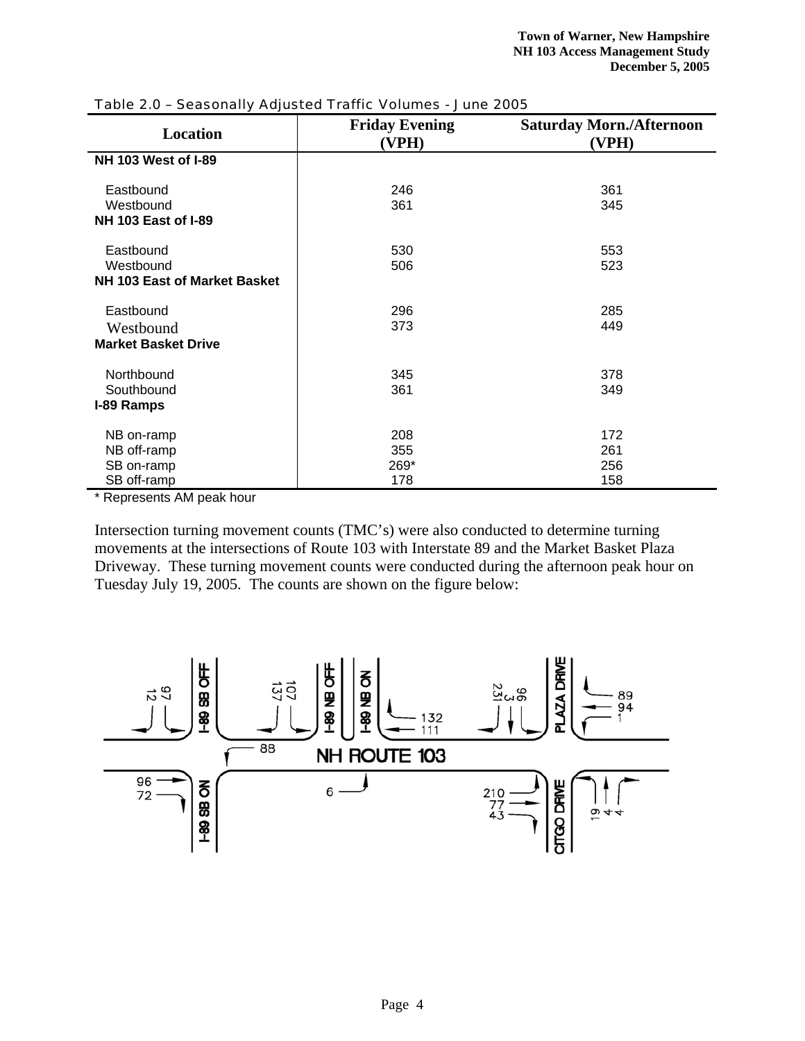Table 2.0 – Seasonally Adjusted Traffic Volumes - June 2005

| Location | Friday Evening (VPH) | Saturday Morn./Afternoon (VPH) |
|---|---|---|
| **NH 103 West of I-89** | | |
| Eastbound | 246 | 361 |
| Westbound | 361 | 345 |
| **NH 103 East of I-89** | | |
| Eastbound | 530 | 553 |
| Westbound | 506 | 523 |
| **NH 103 East of Market Basket** | | |
| Eastbound | 296 | 285 |
| Westbound | 373 | 449 |
| **Market Basket Drive** | | |
| Northbound | 345 | 378 |
| Southbound | 361 | 349 |
| **I-89 Ramps** | | |
| NB on-ramp | 208 | 172 |
| NB off-ramp | 355 | 261 |
| SB on-ramp | 269* | 256 |
| SB off-ramp | 178 | 158 |

\* Represents AM peak hour

Intersection turning movement counts (TMC's) were also conducted to determine turning movements at the intersections of Route 103 with Interstate 89 and the Market Basket Plaza Driveway. These turning movement counts were conducted during the afternoon peak hour on Tuesday July 19, 2005. The counts are shown on the figure below:

I-89 SB OFF: 12, 97
I-89 NB OFF: 107, 137
I-89 NB ON
I-89 SB ON
PLAZA DRIVE: 231, 3, 96
CITGO DRIVE: 19, 4, 4
NH ROUTE 103: 96, 72, 88, 6, 132, 111, 210, 77, 43, 89, 94, 1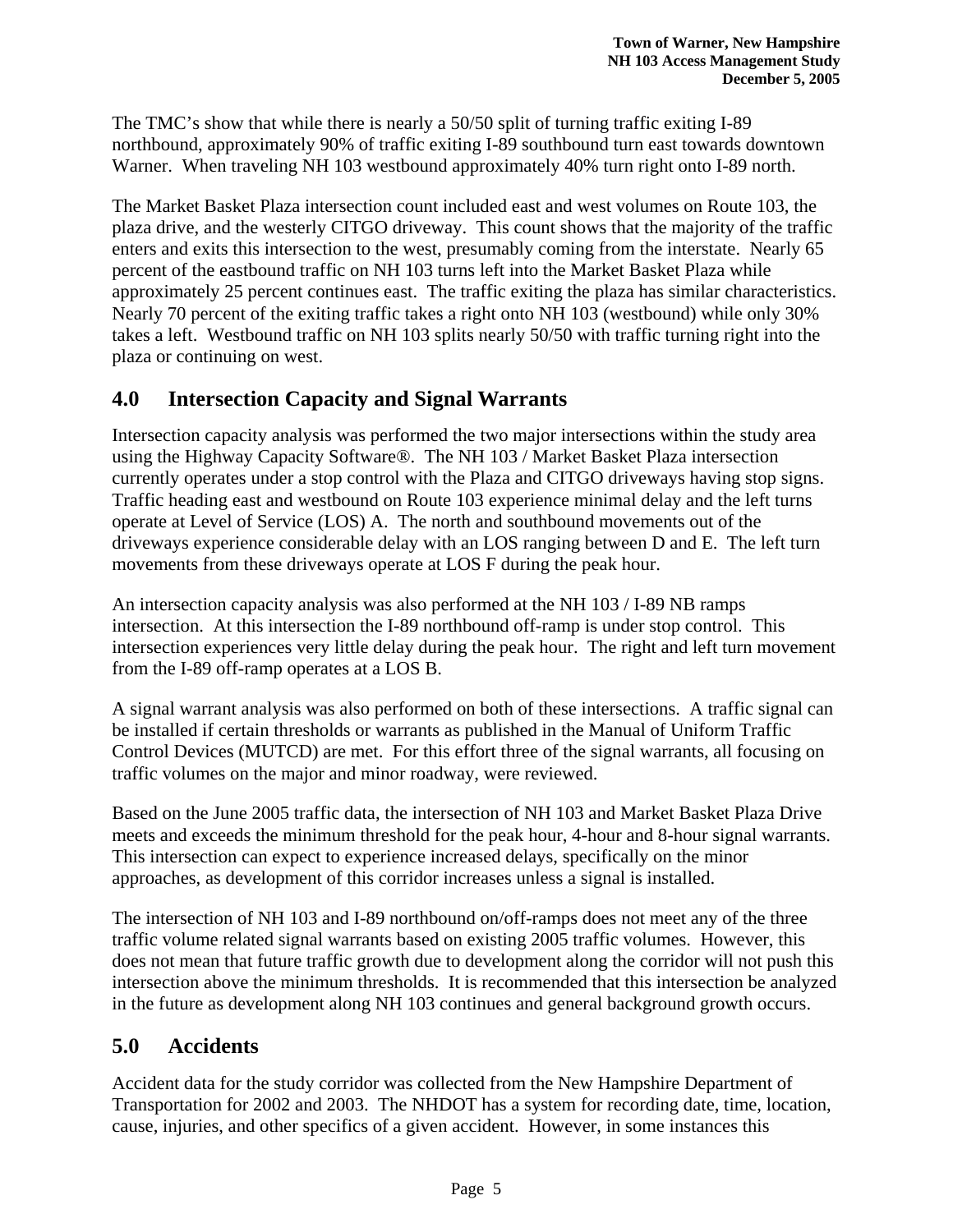The TMC's show that while there is nearly a 50/50 split of turning traffic exiting I-89 northbound, approximately 90% of traffic exiting I-89 southbound turn east towards downtown Warner. When traveling NH 103 westbound approximately 40% turn right onto I-89 north.

The Market Basket Plaza intersection count included east and west volumes on Route 103, the plaza drive, and the westerly CITGO driveway. This count shows that the majority of the traffic enters and exits this intersection to the west, presumably coming from the interstate. Nearly 65 percent of the eastbound traffic on NH 103 turns left into the Market Basket Plaza while approximately 25 percent continues east. The traffic exiting the plaza has similar characteristics. Nearly 70 percent of the exiting traffic takes a right onto NH 103 (westbound) while only 30% takes a left. Westbound traffic on NH 103 splits nearly 50/50 with traffic turning right into the plaza or continuing on west.

## 4.0 Intersection Capacity and Signal Warrants

Intersection capacity analysis was performed the two major intersections within the study area using the Highway Capacity Software®. The NH 103 / Market Basket Plaza intersection currently operates under a stop control with the Plaza and CITGO driveways having stop signs. Traffic heading east and westbound on Route 103 experience minimal delay and the left turns operate at Level of Service (LOS) A. The north and southbound movements out of the driveways experience considerable delay with an LOS ranging between D and E. The left turn movements from these driveways operate at LOS F during the peak hour.

An intersection capacity analysis was also performed at the NH 103 / I-89 NB ramps intersection. At this intersection the I-89 northbound off-ramp is under stop control. This intersection experiences very little delay during the peak hour. The right and left turn movement from the I-89 off-ramp operates at a LOS B.

A signal warrant analysis was also performed on both of these intersections. A traffic signal can be installed if certain thresholds or warrants as published in the Manual of Uniform Traffic Control Devices (MUTCD) are met. For this effort three of the signal warrants, all focusing on traffic volumes on the major and minor roadway, were reviewed.

Based on the June 2005 traffic data, the intersection of NH 103 and Market Basket Plaza Drive meets and exceeds the minimum threshold for the peak hour, 4-hour and 8-hour signal warrants. This intersection can expect to experience increased delays, specifically on the minor approaches, as development of this corridor increases unless a signal is installed.

The intersection of NH 103 and I-89 northbound on/off-ramps does not meet any of the three traffic volume related signal warrants based on existing 2005 traffic volumes. However, this does not mean that future traffic growth due to development along the corridor will not push this intersection above the minimum thresholds. It is recommended that this intersection be analyzed in the future as development along NH 103 continues and general background growth occurs.

## 5.0 Accidents

Accident data for the study corridor was collected from the New Hampshire Department of Transportation for 2002 and 2003. The NHDOT has a system for recording date, time, location, cause, injuries, and other specifics of a given accident. However, in some instances this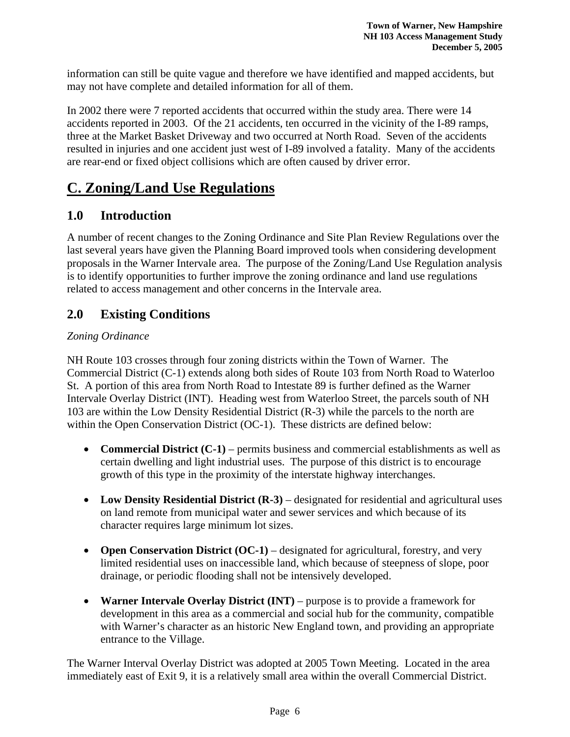information can still be quite vague and therefore we have identified and mapped accidents, but may not have complete and detailed information for all of them.

In 2002 there were 7 reported accidents that occurred within the study area. There were 14 accidents reported in 2003. Of the 21 accidents, ten occurred in the vicinity of the I-89 ramps, three at the Market Basket Driveway and two occurred at North Road. Seven of the accidents resulted in injuries and one accident just west of I-89 involved a fatality. Many of the accidents are rear-end or fixed object collisions which are often caused by driver error.

# C. Zoning/Land Use Regulations

## 1.0 Introduction

A number of recent changes to the Zoning Ordinance and Site Plan Review Regulations over the last several years have given the Planning Board improved tools when considering development proposals in the Warner Intervale area. The purpose of the Zoning/Land Use Regulation analysis is to identify opportunities to further improve the zoning ordinance and land use regulations related to access management and other concerns in the Intervale area.

## 2.0 Existing Conditions

*Zoning Ordinance*

NH Route 103 crosses through four zoning districts within the Town of Warner. The Commercial District (C-1) extends along both sides of Route 103 from North Road to Waterloo St. A portion of this area from North Road to Intestate 89 is further defined as the Warner Intervale Overlay District (INT). Heading west from Waterloo Street, the parcels south of NH 103 are within the Low Density Residential District (R-3) while the parcels to the north are within the Open Conservation District (OC-1). These districts are defined below:

- **Commercial District (C-1)** – permits business and commercial establishments as well as certain dwelling and light industrial uses. The purpose of this district is to encourage growth of this type in the proximity of the interstate highway interchanges.
- **Low Density Residential District (R-3)** – designated for residential and agricultural uses on land remote from municipal water and sewer services and which because of its character requires large minimum lot sizes.
- **Open Conservation District (OC-1)** – designated for agricultural, forestry, and very limited residential uses on inaccessible land, which because of steepness of slope, poor drainage, or periodic flooding shall not be intensively developed.
- **Warner Intervale Overlay District (INT)** – purpose is to provide a framework for development in this area as a commercial and social hub for the community, compatible with Warner's character as an historic New England town, and providing an appropriate entrance to the Village.

The Warner Interval Overlay District was adopted at 2005 Town Meeting. Located in the area immediately east of Exit 9, it is a relatively small area within the overall Commercial District.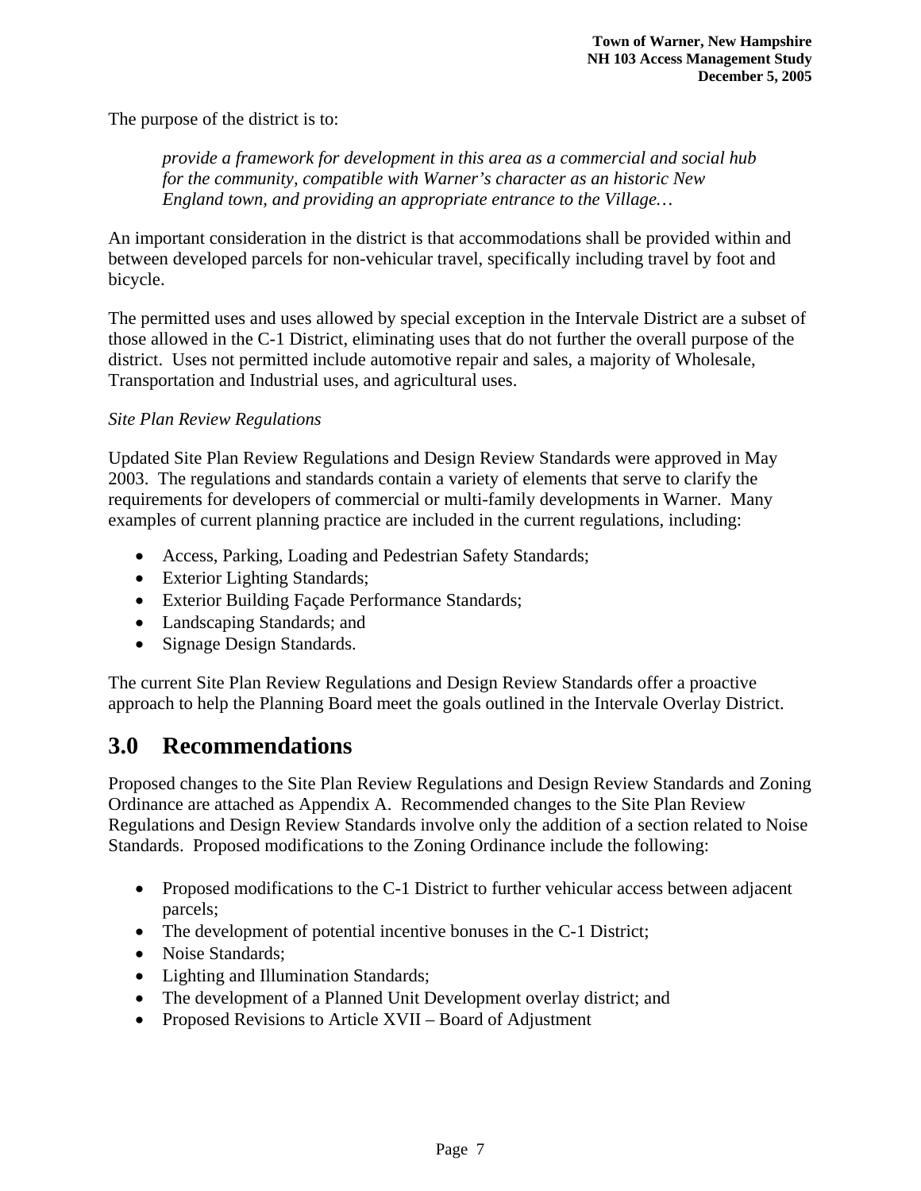The purpose of the district is to:

> *provide a framework for development in this area as a commercial and social hub for the community, compatible with Warner's character as an historic New England town, and providing an appropriate entrance to the Village…*

An important consideration in the district is that accommodations shall be provided within and between developed parcels for non-vehicular travel, specifically including travel by foot and bicycle.

The permitted uses and uses allowed by special exception in the Intervale District are a subset of those allowed in the C-1 District, eliminating uses that do not further the overall purpose of the district. Uses not permitted include automotive repair and sales, a majority of Wholesale, Transportation and Industrial uses, and agricultural uses.

*Site Plan Review Regulations*

Updated Site Plan Review Regulations and Design Review Standards were approved in May 2003. The regulations and standards contain a variety of elements that serve to clarify the requirements for developers of commercial or multi-family developments in Warner. Many examples of current planning practice are included in the current regulations, including:

- Access, Parking, Loading and Pedestrian Safety Standards;
- Exterior Lighting Standards;
- Exterior Building Façade Performance Standards;
- Landscaping Standards; and
- Signage Design Standards.

The current Site Plan Review Regulations and Design Review Standards offer a proactive approach to help the Planning Board meet the goals outlined in the Intervale Overlay District.

# 3.0 Recommendations

Proposed changes to the Site Plan Review Regulations and Design Review Standards and Zoning Ordinance are attached as Appendix A. Recommended changes to the Site Plan Review Regulations and Design Review Standards involve only the addition of a section related to Noise Standards. Proposed modifications to the Zoning Ordinance include the following:

- Proposed modifications to the C-1 District to further vehicular access between adjacent parcels;
- The development of potential incentive bonuses in the C-1 District;
- Noise Standards;
- Lighting and Illumination Standards;
- The development of a Planned Unit Development overlay district; and
- Proposed Revisions to Article XVII – Board of Adjustment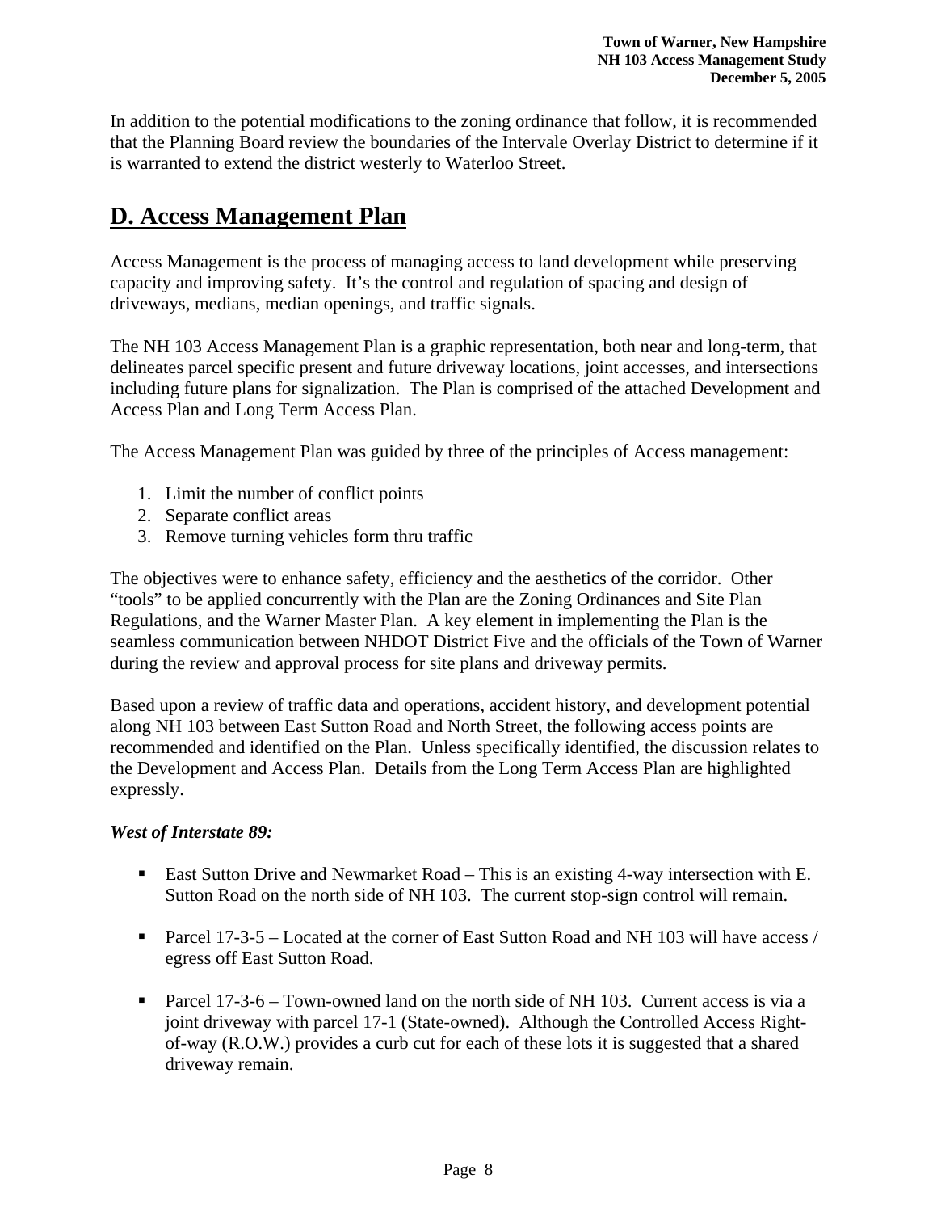In addition to the potential modifications to the zoning ordinance that follow, it is recommended that the Planning Board review the boundaries of the Intervale Overlay District to determine if it is warranted to extend the district westerly to Waterloo Street.

## D. Access Management Plan

Access Management is the process of managing access to land development while preserving capacity and improving safety. It's the control and regulation of spacing and design of driveways, medians, median openings, and traffic signals.

The NH 103 Access Management Plan is a graphic representation, both near and long-term, that delineates parcel specific present and future driveway locations, joint accesses, and intersections including future plans for signalization. The Plan is comprised of the attached Development and Access Plan and Long Term Access Plan.

The Access Management Plan was guided by three of the principles of Access management:

1. Limit the number of conflict points
2. Separate conflict areas
3. Remove turning vehicles form thru traffic

The objectives were to enhance safety, efficiency and the aesthetics of the corridor. Other "tools" to be applied concurrently with the Plan are the Zoning Ordinances and Site Plan Regulations, and the Warner Master Plan. A key element in implementing the Plan is the seamless communication between NHDOT District Five and the officials of the Town of Warner during the review and approval process for site plans and driveway permits.

Based upon a review of traffic data and operations, accident history, and development potential along NH 103 between East Sutton Road and North Street, the following access points are recommended and identified on the Plan. Unless specifically identified, the discussion relates to the Development and Access Plan. Details from the Long Term Access Plan are highlighted expressly.

***West of Interstate 89:***

- East Sutton Drive and Newmarket Road – This is an existing 4-way intersection with E. Sutton Road on the north side of NH 103. The current stop-sign control will remain.

- Parcel 17-3-5 – Located at the corner of East Sutton Road and NH 103 will have access / egress off East Sutton Road.

- Parcel 17-3-6 – Town-owned land on the north side of NH 103. Current access is via a joint driveway with parcel 17-1 (State-owned). Although the Controlled Access Right-of-way (R.O.W.) provides a curb cut for each of these lots it is suggested that a shared driveway remain.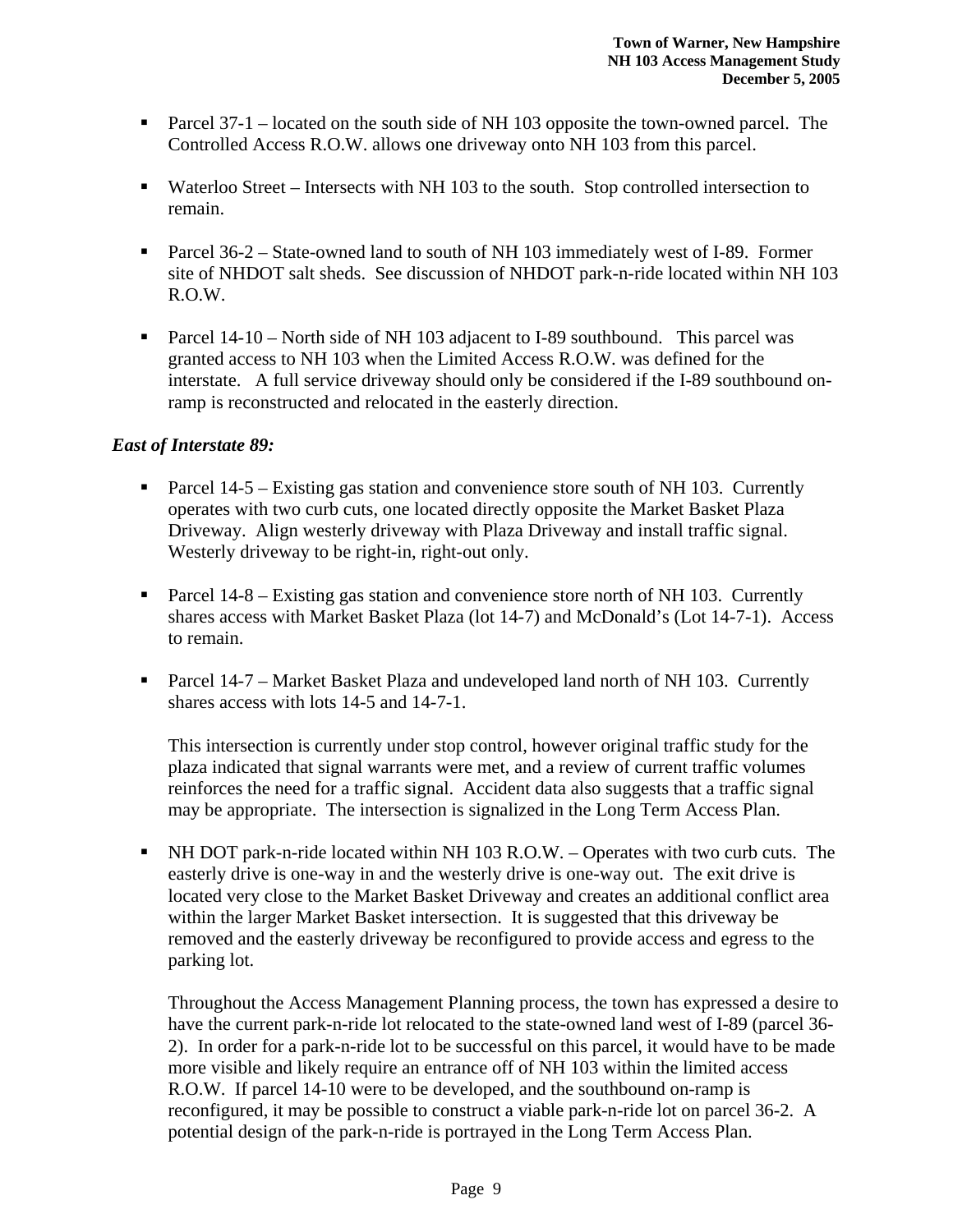- Parcel 37-1 – located on the south side of NH 103 opposite the town-owned parcel. The Controlled Access R.O.W. allows one driveway onto NH 103 from this parcel.

- Waterloo Street – Intersects with NH 103 to the south. Stop controlled intersection to remain.

- Parcel 36-2 – State-owned land to south of NH 103 immediately west of I-89. Former site of NHDOT salt sheds. See discussion of NHDOT park-n-ride located within NH 103 R.O.W.

- Parcel 14-10 – North side of NH 103 adjacent to I-89 southbound. This parcel was granted access to NH 103 when the Limited Access R.O.W. was defined for the interstate. A full service driveway should only be considered if the I-89 southbound on-ramp is reconstructed and relocated in the easterly direction.

***East of Interstate 89:***

- Parcel 14-5 – Existing gas station and convenience store south of NH 103. Currently operates with two curb cuts, one located directly opposite the Market Basket Plaza Driveway. Align westerly driveway with Plaza Driveway and install traffic signal. Westerly driveway to be right-in, right-out only.

- Parcel 14-8 – Existing gas station and convenience store north of NH 103. Currently shares access with Market Basket Plaza (lot 14-7) and McDonald's (Lot 14-7-1). Access to remain.

- Parcel 14-7 – Market Basket Plaza and undeveloped land north of NH 103. Currently shares access with lots 14-5 and 14-7-1.

  This intersection is currently under stop control, however original traffic study for the plaza indicated that signal warrants were met, and a review of current traffic volumes reinforces the need for a traffic signal. Accident data also suggests that a traffic signal may be appropriate. The intersection is signalized in the Long Term Access Plan.

- NH DOT park-n-ride located within NH 103 R.O.W. – Operates with two curb cuts. The easterly drive is one-way in and the westerly drive is one-way out. The exit drive is located very close to the Market Basket Driveway and creates an additional conflict area within the larger Market Basket intersection. It is suggested that this driveway be removed and the easterly driveway be reconfigured to provide access and egress to the parking lot.

  Throughout the Access Management Planning process, the town has expressed a desire to have the current park-n-ride lot relocated to the state-owned land west of I-89 (parcel 36-2). In order for a park-n-ride lot to be successful on this parcel, it would have to be made more visible and likely require an entrance off of NH 103 within the limited access R.O.W. If parcel 14-10 were to be developed, and the southbound on-ramp is reconfigured, it may be possible to construct a viable park-n-ride lot on parcel 36-2. A potential design of the park-n-ride is portrayed in the Long Term Access Plan.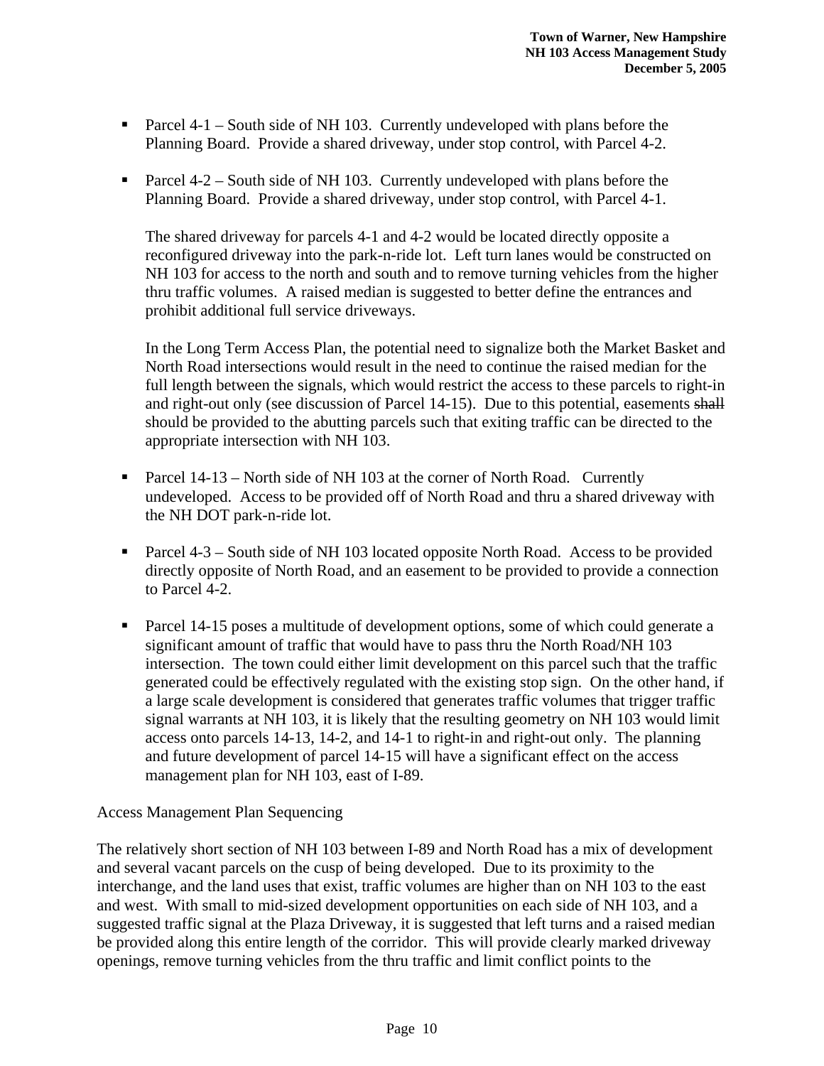- Parcel 4-1 – South side of NH 103. Currently undeveloped with plans before the Planning Board. Provide a shared driveway, under stop control, with Parcel 4-2.

- Parcel 4-2 – South side of NH 103. Currently undeveloped with plans before the Planning Board. Provide a shared driveway, under stop control, with Parcel 4-1.

  The shared driveway for parcels 4-1 and 4-2 would be located directly opposite a reconfigured driveway into the park-n-ride lot. Left turn lanes would be constructed on NH 103 for access to the north and south and to remove turning vehicles from the higher thru traffic volumes. A raised median is suggested to better define the entrances and prohibit additional full service driveways.

  In the Long Term Access Plan, the potential need to signalize both the Market Basket and North Road intersections would result in the need to continue the raised median for the full length between the signals, which would restrict the access to these parcels to right-in and right-out only (see discussion of Parcel 14-15). Due to this potential, easements ~~shall~~ should be provided to the abutting parcels such that exiting traffic can be directed to the appropriate intersection with NH 103.

- Parcel 14-13 – North side of NH 103 at the corner of North Road. Currently undeveloped. Access to be provided off of North Road and thru a shared driveway with the NH DOT park-n-ride lot.

- Parcel 4-3 – South side of NH 103 located opposite North Road. Access to be provided directly opposite of North Road, and an easement to be provided to provide a connection to Parcel 4-2.

- Parcel 14-15 poses a multitude of development options, some of which could generate a significant amount of traffic that would have to pass thru the North Road/NH 103 intersection. The town could either limit development on this parcel such that the traffic generated could be effectively regulated with the existing stop sign. On the other hand, if a large scale development is considered that generates traffic volumes that trigger traffic signal warrants at NH 103, it is likely that the resulting geometry on NH 103 would limit access onto parcels 14-13, 14-2, and 14-1 to right-in and right-out only. The planning and future development of parcel 14-15 will have a significant effect on the access management plan for NH 103, east of I-89.

Access Management Plan Sequencing

The relatively short section of NH 103 between I-89 and North Road has a mix of development and several vacant parcels on the cusp of being developed. Due to its proximity to the interchange, and the land uses that exist, traffic volumes are higher than on NH 103 to the east and west. With small to mid-sized development opportunities on each side of NH 103, and a suggested traffic signal at the Plaza Driveway, it is suggested that left turns and a raised median be provided along this entire length of the corridor. This will provide clearly marked driveway openings, remove turning vehicles from the thru traffic and limit conflict points to the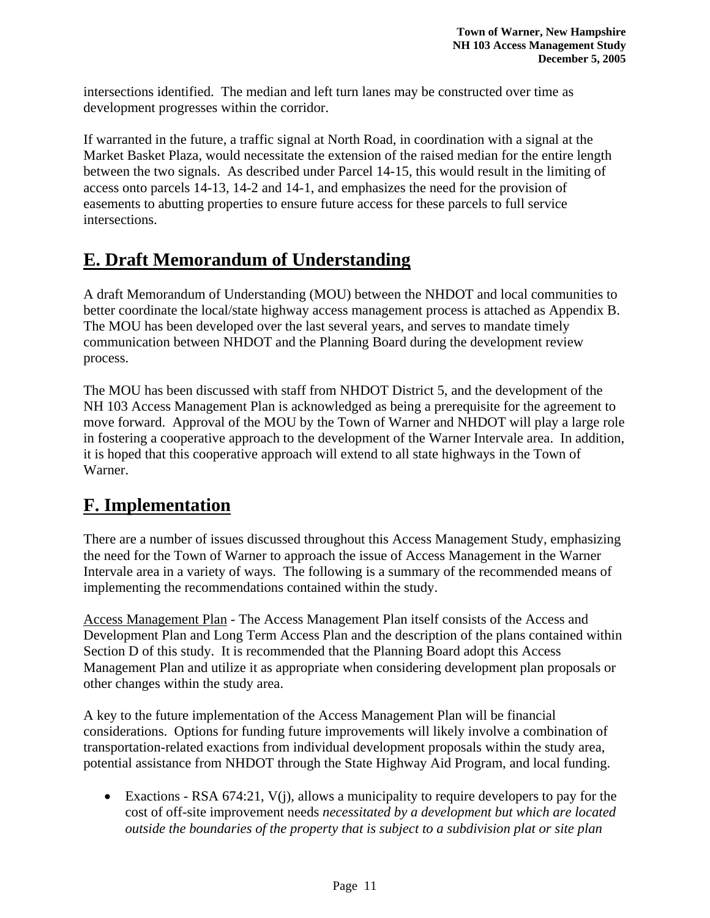intersections identified. The median and left turn lanes may be constructed over time as development progresses within the corridor.

If warranted in the future, a traffic signal at North Road, in coordination with a signal at the Market Basket Plaza, would necessitate the extension of the raised median for the entire length between the two signals. As described under Parcel 14-15, this would result in the limiting of access onto parcels 14-13, 14-2 and 14-1, and emphasizes the need for the provision of easements to abutting properties to ensure future access for these parcels to full service intersections.

## E. Draft Memorandum of Understanding

A draft Memorandum of Understanding (MOU) between the NHDOT and local communities to better coordinate the local/state highway access management process is attached as Appendix B. The MOU has been developed over the last several years, and serves to mandate timely communication between NHDOT and the Planning Board during the development review process.

The MOU has been discussed with staff from NHDOT District 5, and the development of the NH 103 Access Management Plan is acknowledged as being a prerequisite for the agreement to move forward. Approval of the MOU by the Town of Warner and NHDOT will play a large role in fostering a cooperative approach to the development of the Warner Intervale area. In addition, it is hoped that this cooperative approach will extend to all state highways in the Town of Warner.

## F. Implementation

There are a number of issues discussed throughout this Access Management Study, emphasizing the need for the Town of Warner to approach the issue of Access Management in the Warner Intervale area in a variety of ways. The following is a summary of the recommended means of implementing the recommendations contained within the study.

<u>Access Management Plan</u> - The Access Management Plan itself consists of the Access and Development Plan and Long Term Access Plan and the description of the plans contained within Section D of this study. It is recommended that the Planning Board adopt this Access Management Plan and utilize it as appropriate when considering development plan proposals or other changes within the study area.

A key to the future implementation of the Access Management Plan will be financial considerations. Options for funding future improvements will likely involve a combination of transportation-related exactions from individual development proposals within the study area, potential assistance from NHDOT through the State Highway Aid Program, and local funding.

- Exactions - RSA 674:21, V(j), allows a municipality to require developers to pay for the cost of off-site improvement needs *necessitated by a development but which are located outside the boundaries of the property that is subject to a subdivision plat or site plan*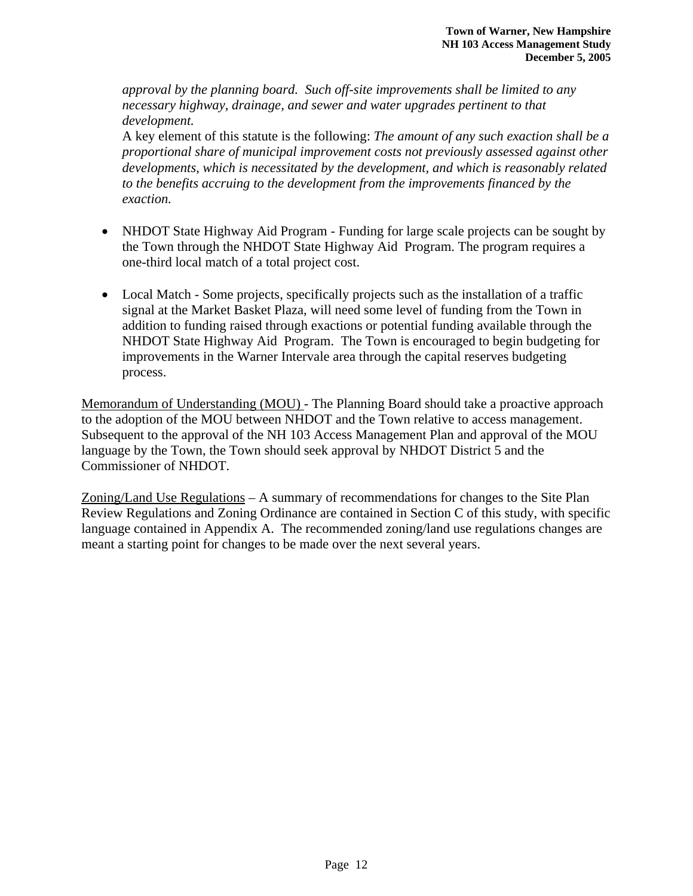*approval by the planning board. Such off-site improvements shall be limited to any necessary highway, drainage, and sewer and water upgrades pertinent to that development.*

A key element of this statute is the following: *The amount of any such exaction shall be a proportional share of municipal improvement costs not previously assessed against other developments, which is necessitated by the development, and which is reasonably related to the benefits accruing to the development from the improvements financed by the exaction.*

- NHDOT State Highway Aid Program - Funding for large scale projects can be sought by the Town through the NHDOT State Highway Aid Program. The program requires a one-third local match of a total project cost.

- Local Match - Some projects, specifically projects such as the installation of a traffic signal at the Market Basket Plaza, will need some level of funding from the Town in addition to funding raised through exactions or potential funding available through the NHDOT State Highway Aid Program. The Town is encouraged to begin budgeting for improvements in the Warner Intervale area through the capital reserves budgeting process.

<u>Memorandum of Understanding (MOU)</u> - The Planning Board should take a proactive approach to the adoption of the MOU between NHDOT and the Town relative to access management. Subsequent to the approval of the NH 103 Access Management Plan and approval of the MOU language by the Town, the Town should seek approval by NHDOT District 5 and the Commissioner of NHDOT.

<u>Zoning/Land Use Regulations</u> – A summary of recommendations for changes to the Site Plan Review Regulations and Zoning Ordinance are contained in Section C of this study, with specific language contained in Appendix A. The recommended zoning/land use regulations changes are meant a starting point for changes to be made over the next several years.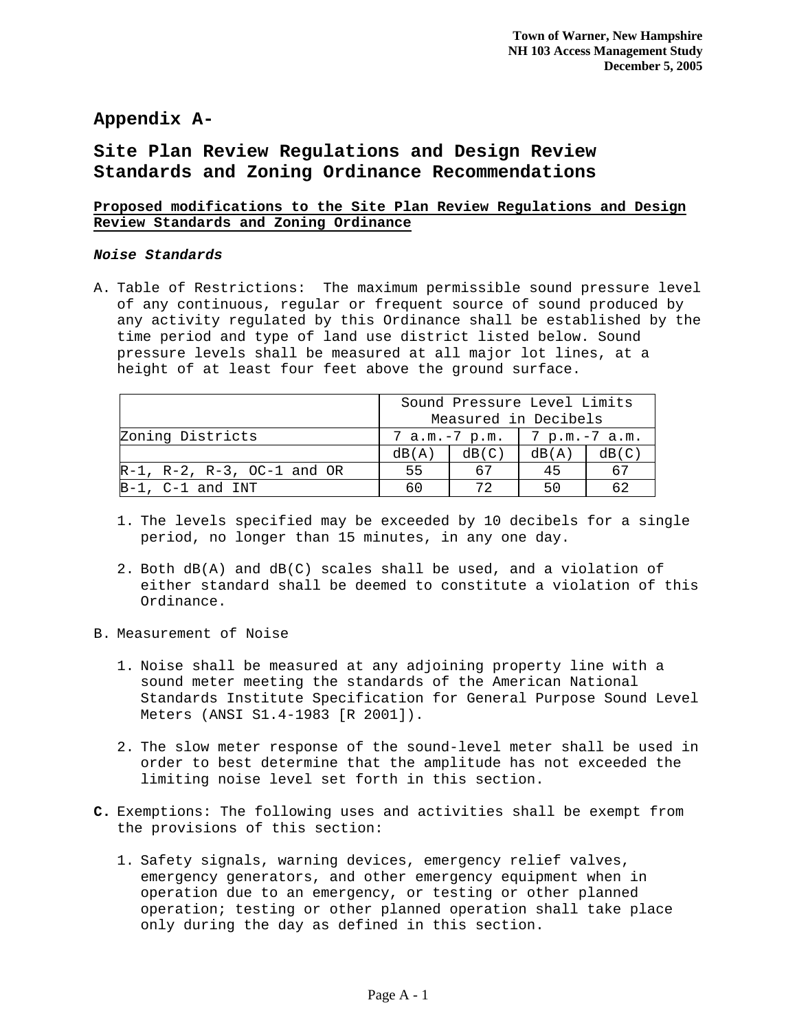# Appendix A-

# Site Plan Review Regulations and Design Review Standards and Zoning Ordinance Recommendations

**Proposed modifications to the Site Plan Review Regulations and Design Review Standards and Zoning Ordinance**

***Noise Standards***

A. Table of Restrictions: The maximum permissible sound pressure level of any continuous, regular or frequent source of sound produced by any activity regulated by this Ordinance shall be established by the time period and type of land use district listed below. Sound pressure levels shall be measured at all major lot lines, at a height of at least four feet above the ground surface.

| | Sound Pressure Level Limits Measured in Decibels | | | |
|---|---|---|---|---|
| Zoning Districts | 7 a.m.-7 p.m. | | 7 p.m.-7 a.m. | |
| | dB(A) | dB(C) | dB(A) | dB(C) |
| R-1, R-2, R-3, OC-1 and OR | 55 | 67 | 45 | 67 |
| B-1, C-1 and INT | 60 | 72 | 50 | 62 |

1. The levels specified may be exceeded by 10 decibels for a single period, no longer than 15 minutes, in any one day.

2. Both dB(A) and dB(C) scales shall be used, and a violation of either standard shall be deemed to constitute a violation of this Ordinance.

B. Measurement of Noise

1. Noise shall be measured at any adjoining property line with a sound meter meeting the standards of the American National Standards Institute Specification for General Purpose Sound Level Meters (ANSI S1.4-1983 [R 2001]).

2. The slow meter response of the sound-level meter shall be used in order to best determine that the amplitude has not exceeded the limiting noise level set forth in this section.

**C.** Exemptions: The following uses and activities shall be exempt from the provisions of this section:

1. Safety signals, warning devices, emergency relief valves, emergency generators, and other emergency equipment when in operation due to an emergency, or testing or other planned operation; testing or other planned operation shall take place only during the day as defined in this section.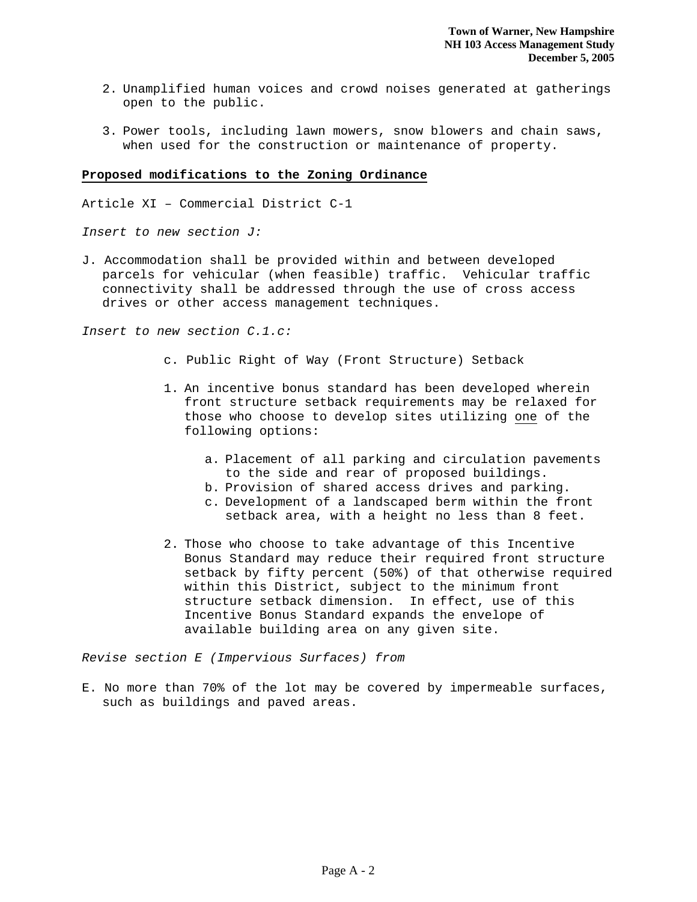2. Unamplified human voices and crowd noises generated at gatherings open to the public.

3. Power tools, including lawn mowers, snow blowers and chain saws, when used for the construction or maintenance of property.

**Proposed modifications to the Zoning Ordinance**

Article XI – Commercial District C-1

*Insert to new section J:*

J. Accommodation shall be provided within and between developed parcels for vehicular (when feasible) traffic. Vehicular traffic connectivity shall be addressed through the use of cross access drives or other access management techniques.

*Insert to new section C.1.c:*

c. Public Right of Way (Front Structure) Setback

1. An incentive bonus standard has been developed wherein front structure setback requirements may be relaxed for those who choose to develop sites utilizing one of the following options:

   a. Placement of all parking and circulation pavements to the side and rear of proposed buildings.
   b. Provision of shared access drives and parking.
   c. Development of a landscaped berm within the front setback area, with a height no less than 8 feet.

2. Those who choose to take advantage of this Incentive Bonus Standard may reduce their required front structure setback by fifty percent (50%) of that otherwise required within this District, subject to the minimum front structure setback dimension. In effect, use of this Incentive Bonus Standard expands the envelope of available building area on any given site.

*Revise section E (Impervious Surfaces) from*

E. No more than 70% of the lot may be covered by impermeable surfaces, such as buildings and paved areas.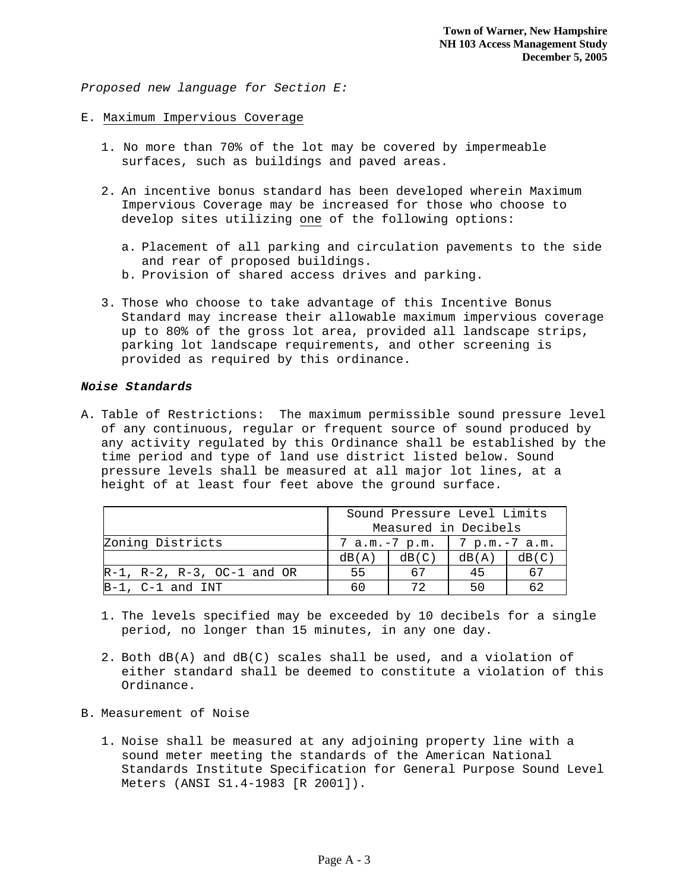*Proposed new language for Section E:*

E. Maximum Impervious Coverage

1. No more than 70% of the lot may be covered by impermeable surfaces, such as buildings and paved areas.

2. An incentive bonus standard has been developed wherein Maximum Impervious Coverage may be increased for those who choose to develop sites utilizing one of the following options:

   a. Placement of all parking and circulation pavements to the side and rear of proposed buildings.
   b. Provision of shared access drives and parking.

3. Those who choose to take advantage of this Incentive Bonus Standard may increase their allowable maximum impervious coverage up to 80% of the gross lot area, provided all landscape strips, parking lot landscape requirements, and other screening is provided as required by this ordinance.

***Noise Standards***

A. Table of Restrictions: The maximum permissible sound pressure level of any continuous, regular or frequent source of sound produced by any activity regulated by this Ordinance shall be established by the time period and type of land use district listed below. Sound pressure levels shall be measured at all major lot lines, at a height of at least four feet above the ground surface.

| | Sound Pressure Level Limits Measured in Decibels | | | |
|---|---|---|---|---|
| Zoning Districts | 7 a.m.-7 p.m. | | 7 p.m.-7 a.m. | |
| | dB(A) | dB(C) | dB(A) | dB(C) |
| R-1, R-2, R-3, OC-1 and OR | 55 | 67 | 45 | 67 |
| B-1, C-1 and INT | 60 | 72 | 50 | 62 |

1. The levels specified may be exceeded by 10 decibels for a single period, no longer than 15 minutes, in any one day.

2. Both dB(A) and dB(C) scales shall be used, and a violation of either standard shall be deemed to constitute a violation of this Ordinance.

B. Measurement of Noise

1. Noise shall be measured at any adjoining property line with a sound meter meeting the standards of the American National Standards Institute Specification for General Purpose Sound Level Meters (ANSI S1.4-1983 [R 2001]).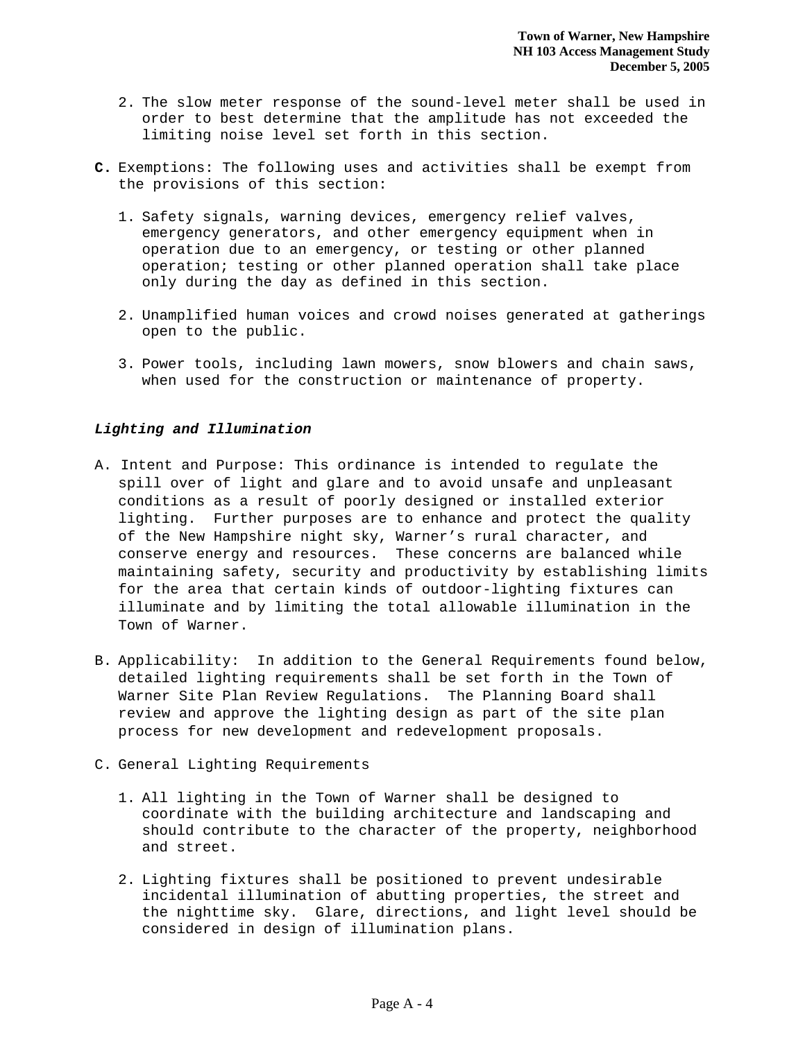2. The slow meter response of the sound-level meter shall be used in order to best determine that the amplitude has not exceeded the limiting noise level set forth in this section.

**C.** Exemptions: The following uses and activities shall be exempt from the provisions of this section:

1. Safety signals, warning devices, emergency relief valves, emergency generators, and other emergency equipment when in operation due to an emergency, or testing or other planned operation; testing or other planned operation shall take place only during the day as defined in this section.

2. Unamplified human voices and crowd noises generated at gatherings open to the public.

3. Power tools, including lawn mowers, snow blowers and chain saws, when used for the construction or maintenance of property.

***Lighting and Illumination***

A. Intent and Purpose: This ordinance is intended to regulate the spill over of light and glare and to avoid unsafe and unpleasant conditions as a result of poorly designed or installed exterior lighting. Further purposes are to enhance and protect the quality of the New Hampshire night sky, Warner's rural character, and conserve energy and resources. These concerns are balanced while maintaining safety, security and productivity by establishing limits for the area that certain kinds of outdoor-lighting fixtures can illuminate and by limiting the total allowable illumination in the Town of Warner.

B. Applicability: In addition to the General Requirements found below, detailed lighting requirements shall be set forth in the Town of Warner Site Plan Review Regulations. The Planning Board shall review and approve the lighting design as part of the site plan process for new development and redevelopment proposals.

C. General Lighting Requirements

1. All lighting in the Town of Warner shall be designed to coordinate with the building architecture and landscaping and should contribute to the character of the property, neighborhood and street.

2. Lighting fixtures shall be positioned to prevent undesirable incidental illumination of abutting properties, the street and the nighttime sky. Glare, directions, and light level should be considered in design of illumination plans.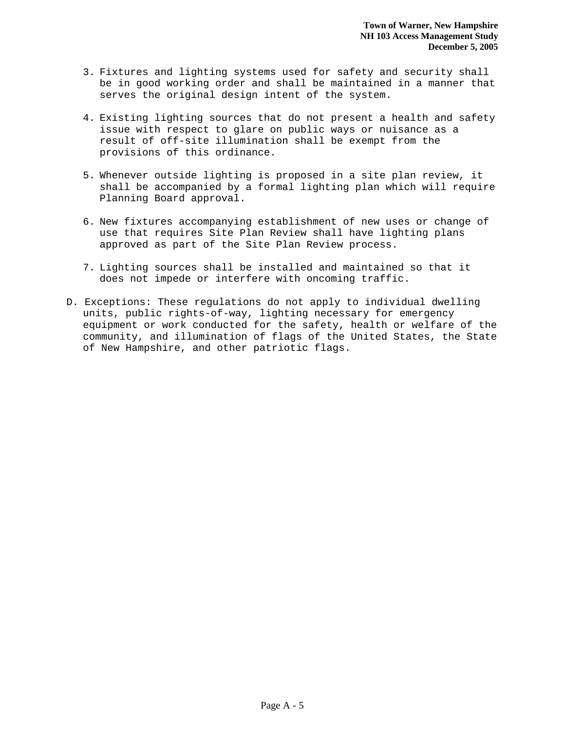3. Fixtures and lighting systems used for safety and security shall be in good working order and shall be maintained in a manner that serves the original design intent of the system.

4. Existing lighting sources that do not present a health and safety issue with respect to glare on public ways or nuisance as a result of off-site illumination shall be exempt from the provisions of this ordinance.

5. Whenever outside lighting is proposed in a site plan review, it shall be accompanied by a formal lighting plan which will require Planning Board approval.

6. New fixtures accompanying establishment of new uses or change of use that requires Site Plan Review shall have lighting plans approved as part of the Site Plan Review process.

7. Lighting sources shall be installed and maintained so that it does not impede or interfere with oncoming traffic.

D. Exceptions: These regulations do not apply to individual dwelling units, public rights-of-way, lighting necessary for emergency equipment or work conducted for the safety, health or welfare of the community, and illumination of flags of the United States, the State of New Hampshire, and other patriotic flags.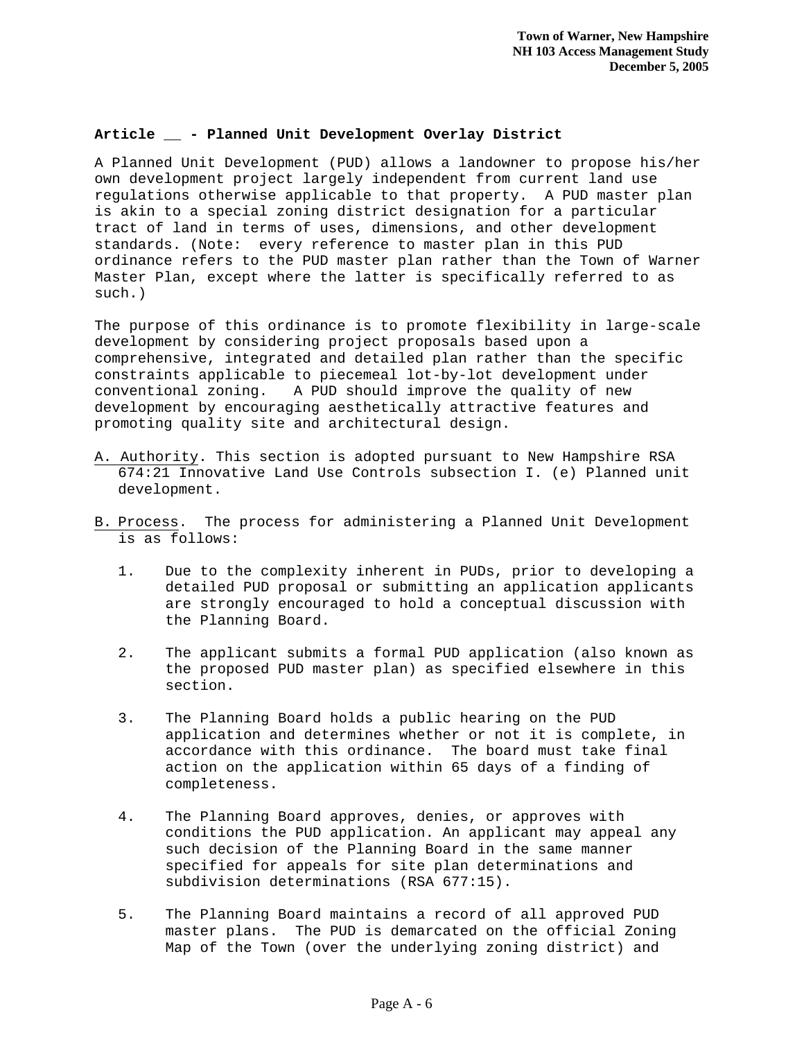### Article __ - Planned Unit Development Overlay District

A Planned Unit Development (PUD) allows a landowner to propose his/her own development project largely independent from current land use regulations otherwise applicable to that property. A PUD master plan is akin to a special zoning district designation for a particular tract of land in terms of uses, dimensions, and other development standards. (Note: every reference to master plan in this PUD ordinance refers to the PUD master plan rather than the Town of Warner Master Plan, except where the latter is specifically referred to as such.)

The purpose of this ordinance is to promote flexibility in large-scale development by considering project proposals based upon a comprehensive, integrated and detailed plan rather than the specific constraints applicable to piecemeal lot-by-lot development under conventional zoning. A PUD should improve the quality of new development by encouraging aesthetically attractive features and promoting quality site and architectural design.

A. Authority. This section is adopted pursuant to New Hampshire RSA 674:21 Innovative Land Use Controls subsection I. (e) Planned unit development.

B. Process. The process for administering a Planned Unit Development is as follows:

1. Due to the complexity inherent in PUDs, prior to developing a detailed PUD proposal or submitting an application applicants are strongly encouraged to hold a conceptual discussion with the Planning Board.

2. The applicant submits a formal PUD application (also known as the proposed PUD master plan) as specified elsewhere in this section.

3. The Planning Board holds a public hearing on the PUD application and determines whether or not it is complete, in accordance with this ordinance. The board must take final action on the application within 65 days of a finding of completeness.

4. The Planning Board approves, denies, or approves with conditions the PUD application. An applicant may appeal any such decision of the Planning Board in the same manner specified for appeals for site plan determinations and subdivision determinations (RSA 677:15).

5. The Planning Board maintains a record of all approved PUD master plans. The PUD is demarcated on the official Zoning Map of the Town (over the underlying zoning district) and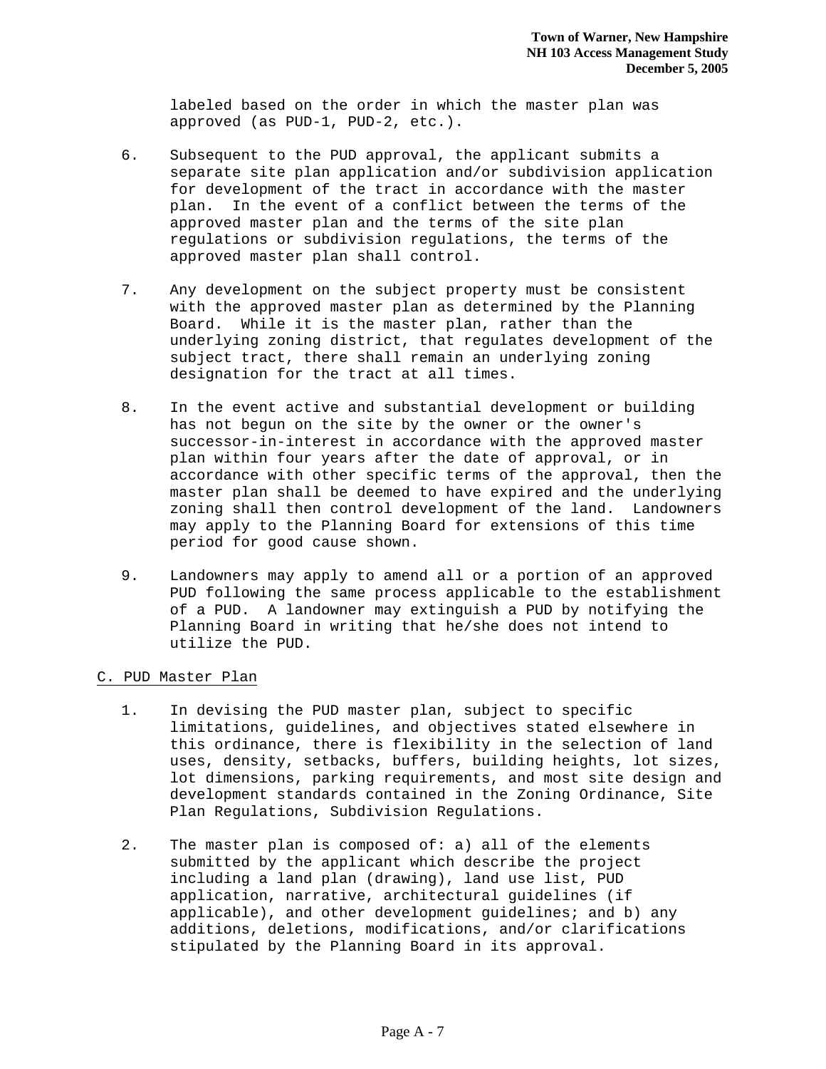labeled based on the order in which the master plan was approved (as PUD-1, PUD-2, etc.).

6. Subsequent to the PUD approval, the applicant submits a separate site plan application and/or subdivision application for development of the tract in accordance with the master plan. In the event of a conflict between the terms of the approved master plan and the terms of the site plan regulations or subdivision regulations, the terms of the approved master plan shall control.

7. Any development on the subject property must be consistent with the approved master plan as determined by the Planning Board. While it is the master plan, rather than the underlying zoning district, that regulates development of the subject tract, there shall remain an underlying zoning designation for the tract at all times.

8. In the event active and substantial development or building has not begun on the site by the owner or the owner's successor-in-interest in accordance with the approved master plan within four years after the date of approval, or in accordance with other specific terms of the approval, then the master plan shall be deemed to have expired and the underlying zoning shall then control development of the land. Landowners may apply to the Planning Board for extensions of this time period for good cause shown.

9. Landowners may apply to amend all or a portion of an approved PUD following the same process applicable to the establishment of a PUD. A landowner may extinguish a PUD by notifying the Planning Board in writing that he/she does not intend to utilize the PUD.

C. PUD Master Plan

1. In devising the PUD master plan, subject to specific limitations, guidelines, and objectives stated elsewhere in this ordinance, there is flexibility in the selection of land uses, density, setbacks, buffers, building heights, lot sizes, lot dimensions, parking requirements, and most site design and development standards contained in the Zoning Ordinance, Site Plan Regulations, Subdivision Regulations.

2. The master plan is composed of: a) all of the elements submitted by the applicant which describe the project including a land plan (drawing), land use list, PUD application, narrative, architectural guidelines (if applicable), and other development guidelines; and b) any additions, deletions, modifications, and/or clarifications stipulated by the Planning Board in its approval.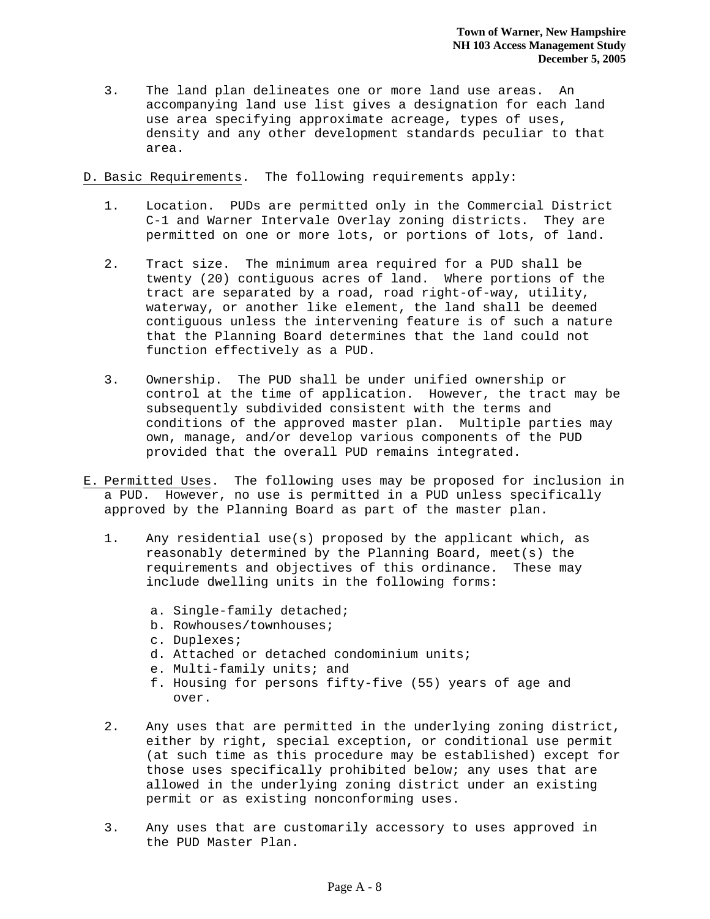3. The land plan delineates one or more land use areas. An accompanying land use list gives a designation for each land use area specifying approximate acreage, types of uses, density and any other development standards peculiar to that area.

D. <u>Basic Requirements</u>. The following requirements apply:

1. Location. PUDs are permitted only in the Commercial District C-1 and Warner Intervale Overlay zoning districts. They are permitted on one or more lots, or portions of lots, of land.

2. Tract size. The minimum area required for a PUD shall be twenty (20) contiguous acres of land. Where portions of the tract are separated by a road, road right-of-way, utility, waterway, or another like element, the land shall be deemed contiguous unless the intervening feature is of such a nature that the Planning Board determines that the land could not function effectively as a PUD.

3. Ownership. The PUD shall be under unified ownership or control at the time of application. However, the tract may be subsequently subdivided consistent with the terms and conditions of the approved master plan. Multiple parties may own, manage, and/or develop various components of the PUD provided that the overall PUD remains integrated.

E. <u>Permitted Uses</u>. The following uses may be proposed for inclusion in a PUD. However, no use is permitted in a PUD unless specifically approved by the Planning Board as part of the master plan.

1. Any residential use(s) proposed by the applicant which, as reasonably determined by the Planning Board, meet(s) the requirements and objectives of this ordinance. These may include dwelling units in the following forms:

   a. Single-family detached;
   b. Rowhouses/townhouses;
   c. Duplexes;
   d. Attached or detached condominium units;
   e. Multi-family units; and
   f. Housing for persons fifty-five (55) years of age and over.

2. Any uses that are permitted in the underlying zoning district, either by right, special exception, or conditional use permit (at such time as this procedure may be established) except for those uses specifically prohibited below; any uses that are allowed in the underlying zoning district under an existing permit or as existing nonconforming uses.

3. Any uses that are customarily accessory to uses approved in the PUD Master Plan.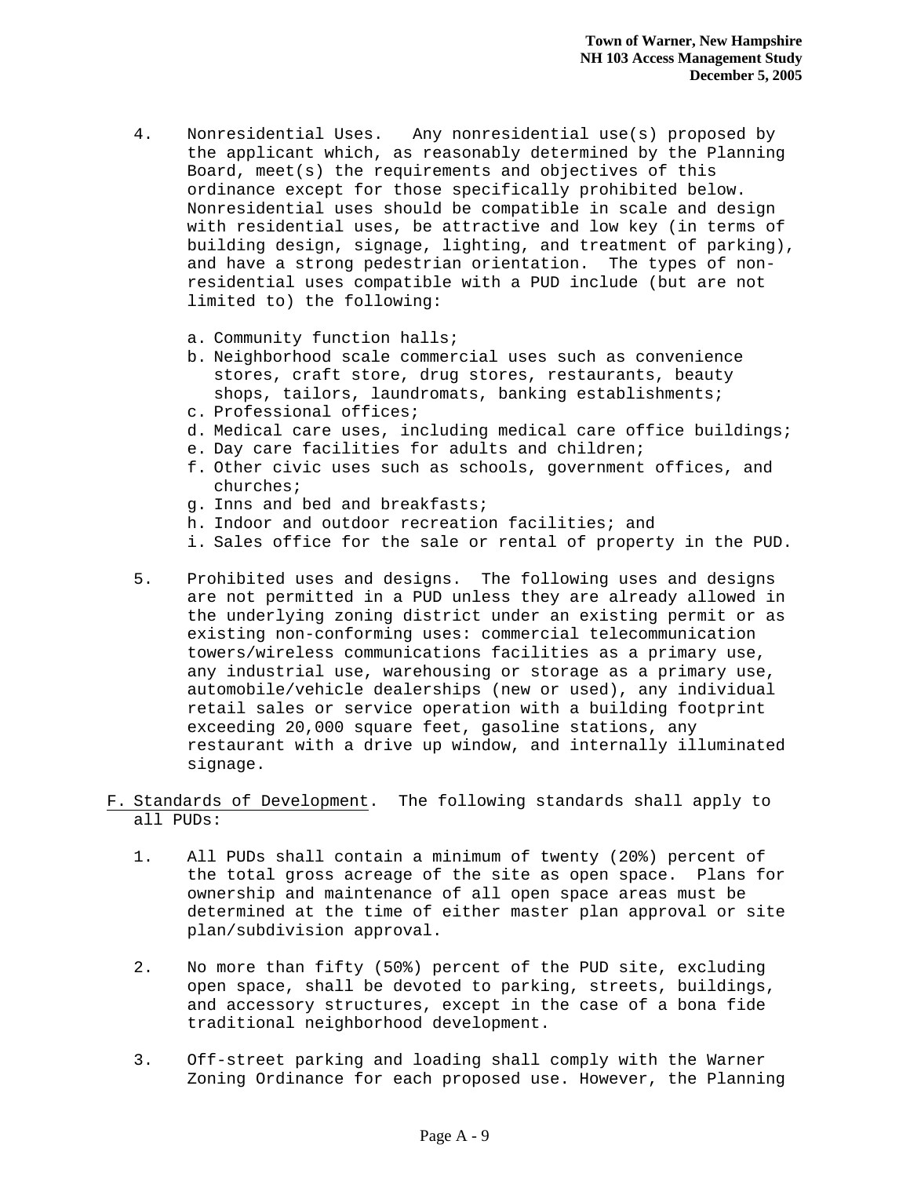4. Nonresidential Uses. Any nonresidential use(s) proposed by the applicant which, as reasonably determined by the Planning Board, meet(s) the requirements and objectives of this ordinance except for those specifically prohibited below. Nonresidential uses should be compatible in scale and design with residential uses, be attractive and low key (in terms of building design, signage, lighting, and treatment of parking), and have a strong pedestrian orientation. The types of non-residential uses compatible with a PUD include (but are not limited to) the following:

   a. Community function halls;
   b. Neighborhood scale commercial uses such as convenience stores, craft store, drug stores, restaurants, beauty shops, tailors, laundromats, banking establishments;
   c. Professional offices;
   d. Medical care uses, including medical care office buildings;
   e. Day care facilities for adults and children;
   f. Other civic uses such as schools, government offices, and churches;
   g. Inns and bed and breakfasts;
   h. Indoor and outdoor recreation facilities; and
   i. Sales office for the sale or rental of property in the PUD.

5. Prohibited uses and designs. The following uses and designs are not permitted in a PUD unless they are already allowed in the underlying zoning district under an existing permit or as existing non-conforming uses: commercial telecommunication towers/wireless communications facilities as a primary use, any industrial use, warehousing or storage as a primary use, automobile/vehicle dealerships (new or used), any individual retail sales or service operation with a building footprint exceeding 20,000 square feet, gasoline stations, any restaurant with a drive up window, and internally illuminated signage.

F. <u>Standards of Development</u>. The following standards shall apply to all PUDs:

1. All PUDs shall contain a minimum of twenty (20%) percent of the total gross acreage of the site as open space. Plans for ownership and maintenance of all open space areas must be determined at the time of either master plan approval or site plan/subdivision approval.

2. No more than fifty (50%) percent of the PUD site, excluding open space, shall be devoted to parking, streets, buildings, and accessory structures, except in the case of a bona fide traditional neighborhood development.

3. Off-street parking and loading shall comply with the Warner Zoning Ordinance for each proposed use. However, the Planning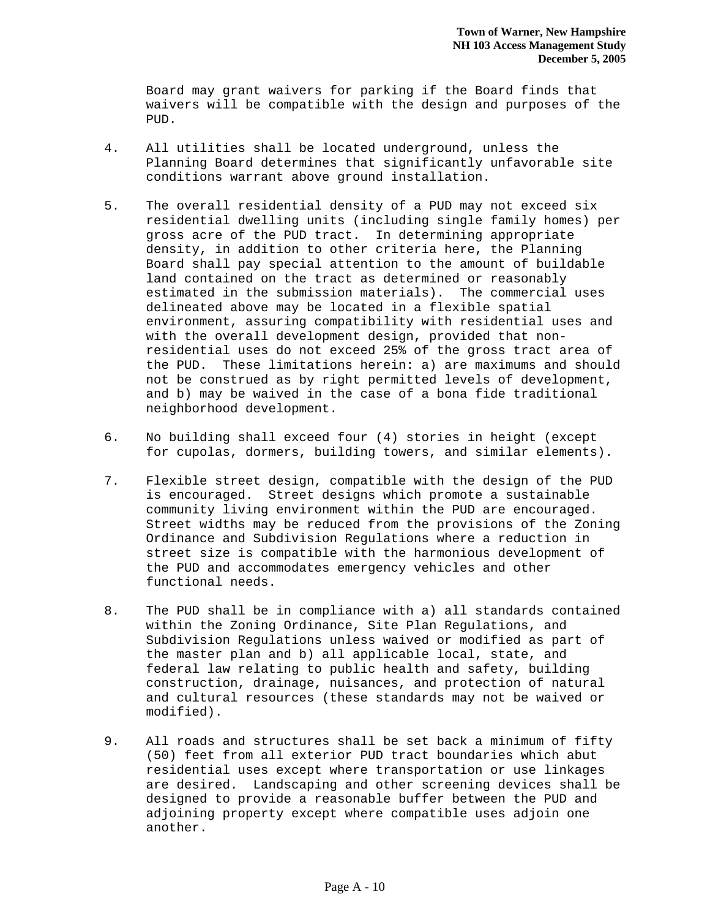Board may grant waivers for parking if the Board finds that waivers will be compatible with the design and purposes of the PUD.

4. All utilities shall be located underground, unless the Planning Board determines that significantly unfavorable site conditions warrant above ground installation.

5. The overall residential density of a PUD may not exceed six residential dwelling units (including single family homes) per gross acre of the PUD tract. In determining appropriate density, in addition to other criteria here, the Planning Board shall pay special attention to the amount of buildable land contained on the tract as determined or reasonably estimated in the submission materials). The commercial uses delineated above may be located in a flexible spatial environment, assuring compatibility with residential uses and with the overall development design, provided that non-residential uses do not exceed 25% of the gross tract area of the PUD. These limitations herein: a) are maximums and should not be construed as by right permitted levels of development, and b) may be waived in the case of a bona fide traditional neighborhood development.

6. No building shall exceed four (4) stories in height (except for cupolas, dormers, building towers, and similar elements).

7. Flexible street design, compatible with the design of the PUD is encouraged. Street designs which promote a sustainable community living environment within the PUD are encouraged. Street widths may be reduced from the provisions of the Zoning Ordinance and Subdivision Regulations where a reduction in street size is compatible with the harmonious development of the PUD and accommodates emergency vehicles and other functional needs.

8. The PUD shall be in compliance with a) all standards contained within the Zoning Ordinance, Site Plan Regulations, and Subdivision Regulations unless waived or modified as part of the master plan and b) all applicable local, state, and federal law relating to public health and safety, building construction, drainage, nuisances, and protection of natural and cultural resources (these standards may not be waived or modified).

9. All roads and structures shall be set back a minimum of fifty (50) feet from all exterior PUD tract boundaries which abut residential uses except where transportation or use linkages are desired. Landscaping and other screening devices shall be designed to provide a reasonable buffer between the PUD and adjoining property except where compatible uses adjoin one another.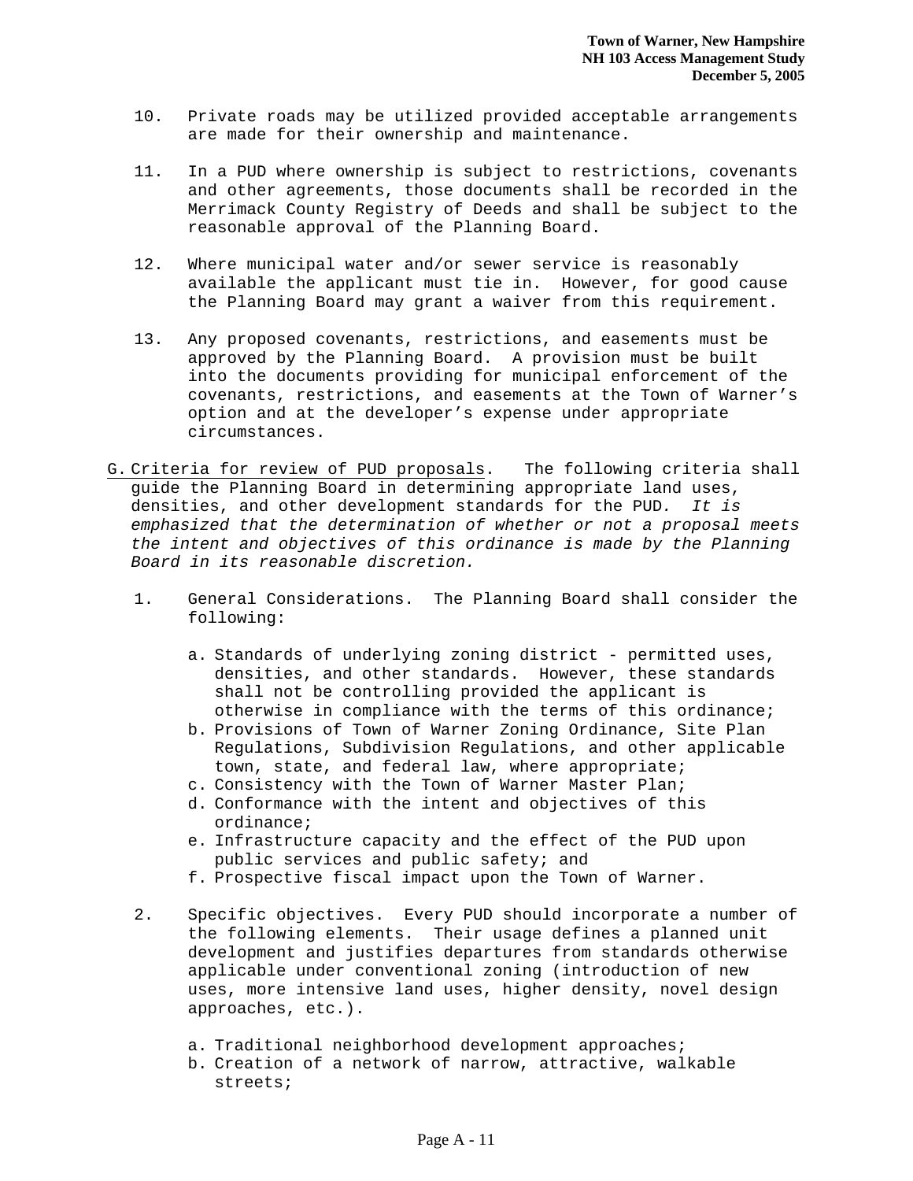10. Private roads may be utilized provided acceptable arrangements are made for their ownership and maintenance.

11. In a PUD where ownership is subject to restrictions, covenants and other agreements, those documents shall be recorded in the Merrimack County Registry of Deeds and shall be subject to the reasonable approval of the Planning Board.

12. Where municipal water and/or sewer service is reasonably available the applicant must tie in. However, for good cause the Planning Board may grant a waiver from this requirement.

13. Any proposed covenants, restrictions, and easements must be approved by the Planning Board. A provision must be built into the documents providing for municipal enforcement of the covenants, restrictions, and easements at the Town of Warner's option and at the developer's expense under appropriate circumstances.

G. Criteria for review of PUD proposals. The following criteria shall guide the Planning Board in determining appropriate land uses, densities, and other development standards for the PUD. *It is emphasized that the determination of whether or not a proposal meets the intent and objectives of this ordinance is made by the Planning Board in its reasonable discretion.*

1. General Considerations. The Planning Board shall consider the following:

   a. Standards of underlying zoning district - permitted uses, densities, and other standards. However, these standards shall not be controlling provided the applicant is otherwise in compliance with the terms of this ordinance;
   b. Provisions of Town of Warner Zoning Ordinance, Site Plan Regulations, Subdivision Regulations, and other applicable town, state, and federal law, where appropriate;
   c. Consistency with the Town of Warner Master Plan;
   d. Conformance with the intent and objectives of this ordinance;
   e. Infrastructure capacity and the effect of the PUD upon public services and public safety; and
   f. Prospective fiscal impact upon the Town of Warner.

2. Specific objectives. Every PUD should incorporate a number of the following elements. Their usage defines a planned unit development and justifies departures from standards otherwise applicable under conventional zoning (introduction of new uses, more intensive land uses, higher density, novel design approaches, etc.).

   a. Traditional neighborhood development approaches;
   b. Creation of a network of narrow, attractive, walkable streets;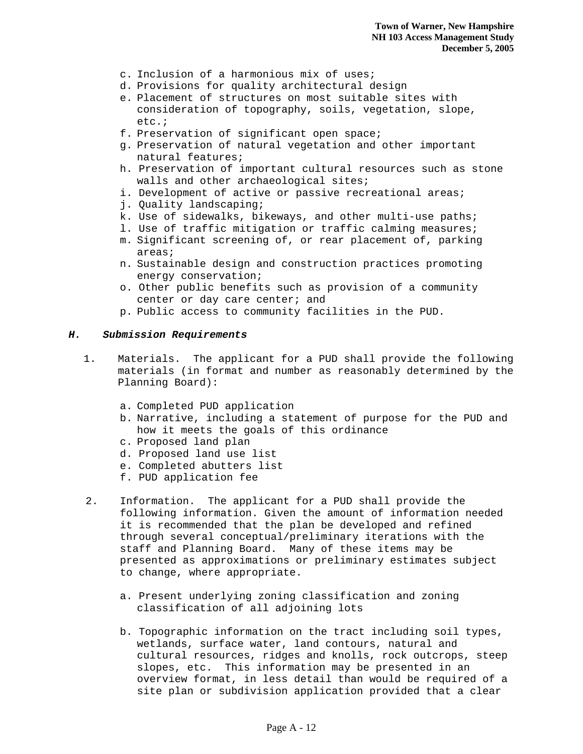c. Inclusion of a harmonious mix of uses;
d. Provisions for quality architectural design
e. Placement of structures on most suitable sites with consideration of topography, soils, vegetation, slope, etc.;
f. Preservation of significant open space;
g. Preservation of natural vegetation and other important natural features;
h. Preservation of important cultural resources such as stone walls and other archaeological sites;
i. Development of active or passive recreational areas;
j. Quality landscaping;
k. Use of sidewalks, bikeways, and other multi-use paths;
l. Use of traffic mitigation or traffic calming measures;
m. Significant screening of, or rear placement of, parking areas;
n. Sustainable design and construction practices promoting energy conservation;
o. Other public benefits such as provision of a community center or day care center; and
p. Public access to community facilities in the PUD.

### *H. Submission Requirements*

1. Materials. The applicant for a PUD shall provide the following materials (in format and number as reasonably determined by the Planning Board):

   a. Completed PUD application
   b. Narrative, including a statement of purpose for the PUD and how it meets the goals of this ordinance
   c. Proposed land plan
   d. Proposed land use list
   e. Completed abutters list
   f. PUD application fee

2. Information. The applicant for a PUD shall provide the following information. Given the amount of information needed it is recommended that the plan be developed and refined through several conceptual/preliminary iterations with the staff and Planning Board. Many of these items may be presented as approximations or preliminary estimates subject to change, where appropriate.

   a. Present underlying zoning classification and zoning classification of all adjoining lots

   b. Topographic information on the tract including soil types, wetlands, surface water, land contours, natural and cultural resources, ridges and knolls, rock outcrops, steep slopes, etc. This information may be presented in an overview format, in less detail than would be required of a site plan or subdivision application provided that a clear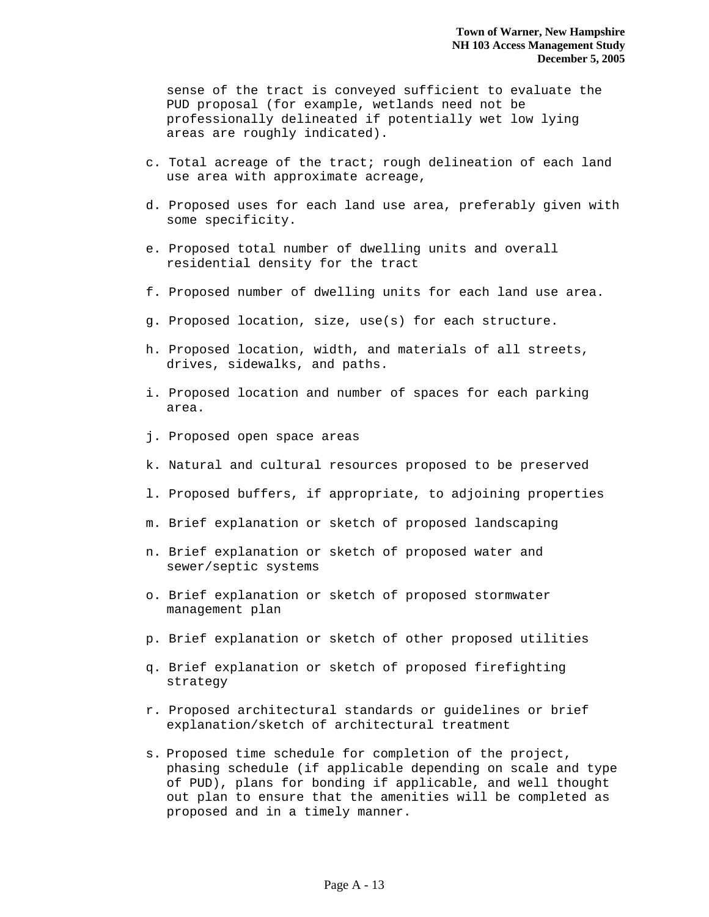sense of the tract is conveyed sufficient to evaluate the PUD proposal (for example, wetlands need not be professionally delineated if potentially wet low lying areas are roughly indicated).

c. Total acreage of the tract; rough delineation of each land use area with approximate acreage,

d. Proposed uses for each land use area, preferably given with some specificity.

e. Proposed total number of dwelling units and overall residential density for the tract

f. Proposed number of dwelling units for each land use area.

g. Proposed location, size, use(s) for each structure.

h. Proposed location, width, and materials of all streets, drives, sidewalks, and paths.

i. Proposed location and number of spaces for each parking area.

j. Proposed open space areas

k. Natural and cultural resources proposed to be preserved

l. Proposed buffers, if appropriate, to adjoining properties

m. Brief explanation or sketch of proposed landscaping

n. Brief explanation or sketch of proposed water and sewer/septic systems

o. Brief explanation or sketch of proposed stormwater management plan

p. Brief explanation or sketch of other proposed utilities

q. Brief explanation or sketch of proposed firefighting strategy

r. Proposed architectural standards or guidelines or brief explanation/sketch of architectural treatment

s. Proposed time schedule for completion of the project, phasing schedule (if applicable depending on scale and type of PUD), plans for bonding if applicable, and well thought out plan to ensure that the amenities will be completed as proposed and in a timely manner.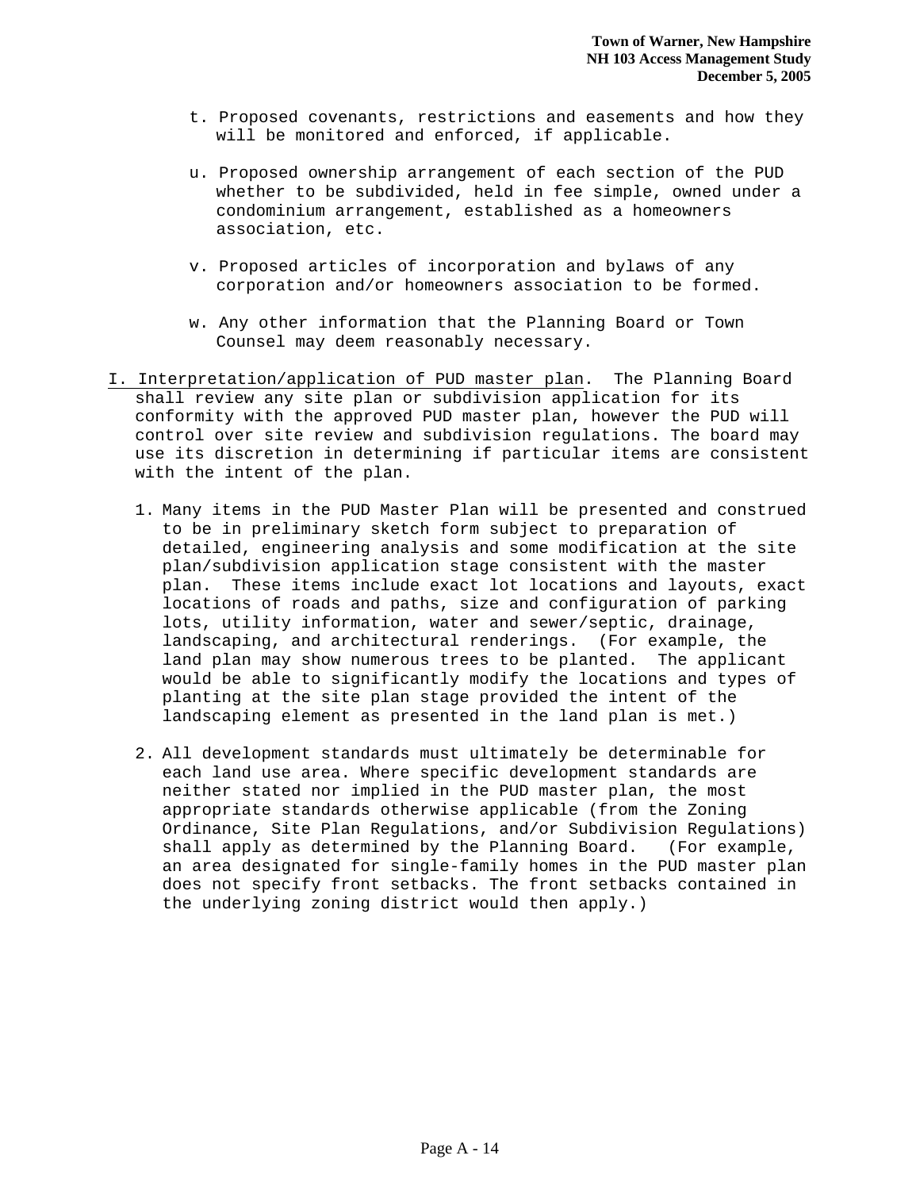t. Proposed covenants, restrictions and easements and how they will be monitored and enforced, if applicable.

u. Proposed ownership arrangement of each section of the PUD whether to be subdivided, held in fee simple, owned under a condominium arrangement, established as a homeowners association, etc.

v. Proposed articles of incorporation and bylaws of any corporation and/or homeowners association to be formed.

w. Any other information that the Planning Board or Town Counsel may deem reasonably necessary.

I. Interpretation/application of PUD master plan. The Planning Board shall review any site plan or subdivision application for its conformity with the approved PUD master plan, however the PUD will control over site review and subdivision regulations. The board may use its discretion in determining if particular items are consistent with the intent of the plan.

1. Many items in the PUD Master Plan will be presented and construed to be in preliminary sketch form subject to preparation of detailed, engineering analysis and some modification at the site plan/subdivision application stage consistent with the master plan. These items include exact lot locations and layouts, exact locations of roads and paths, size and configuration of parking lots, utility information, water and sewer/septic, drainage, landscaping, and architectural renderings. (For example, the land plan may show numerous trees to be planted. The applicant would be able to significantly modify the locations and types of planting at the site plan stage provided the intent of the landscaping element as presented in the land plan is met.)

2. All development standards must ultimately be determinable for each land use area. Where specific development standards are neither stated nor implied in the PUD master plan, the most appropriate standards otherwise applicable (from the Zoning Ordinance, Site Plan Regulations, and/or Subdivision Regulations) shall apply as determined by the Planning Board. (For example, an area designated for single-family homes in the PUD master plan does not specify front setbacks. The front setbacks contained in the underlying zoning district would then apply.)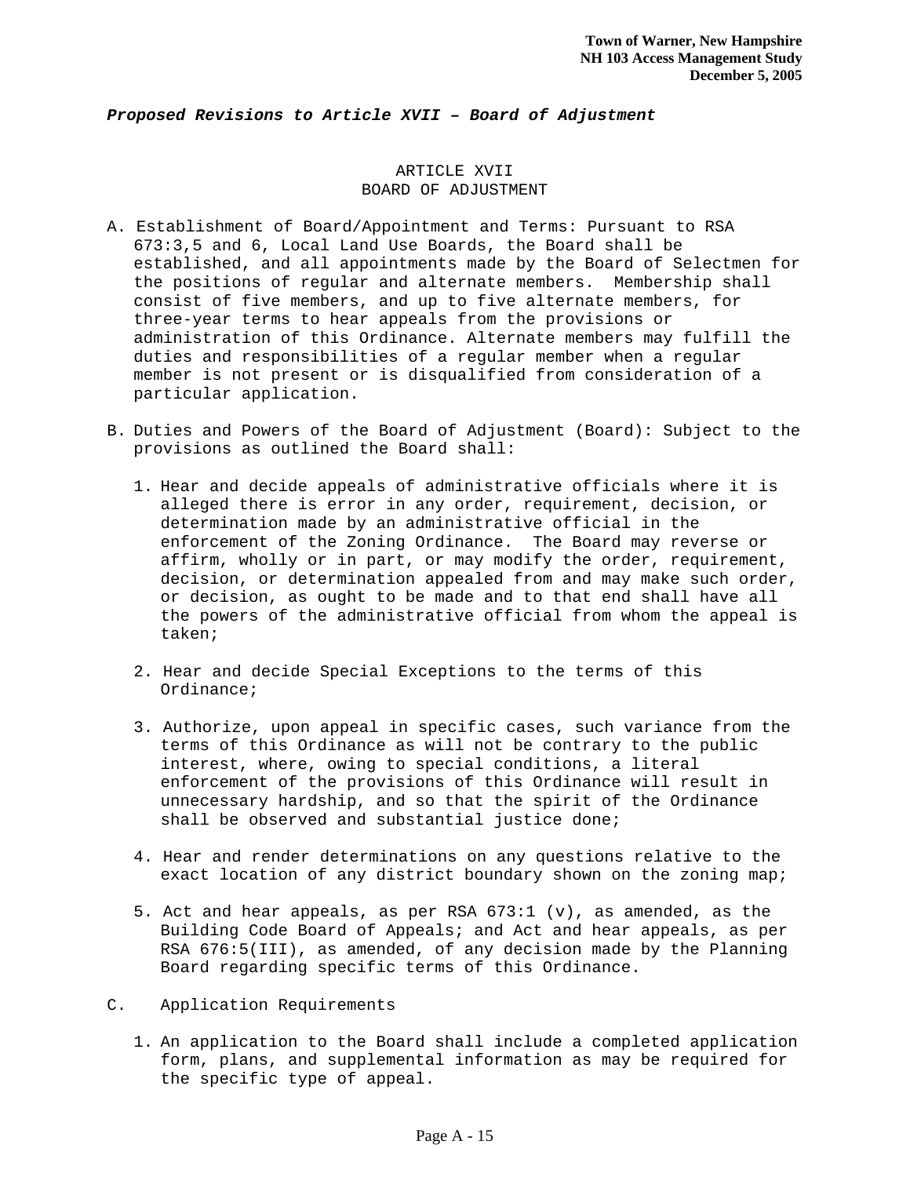***Proposed Revisions to Article XVII – Board of Adjustment***

# ARTICLE XVII
## BOARD OF ADJUSTMENT

A. Establishment of Board/Appointment and Terms: Pursuant to RSA 673:3,5 and 6, Local Land Use Boards, the Board shall be established, and all appointments made by the Board of Selectmen for the positions of regular and alternate members. Membership shall consist of five members, and up to five alternate members, for three-year terms to hear appeals from the provisions or administration of this Ordinance. Alternate members may fulfill the duties and responsibilities of a regular member when a regular member is not present or is disqualified from consideration of a particular application.

B. Duties and Powers of the Board of Adjustment (Board): Subject to the provisions as outlined the Board shall:

   1. Hear and decide appeals of administrative officials where it is alleged there is error in any order, requirement, decision, or determination made by an administrative official in the enforcement of the Zoning Ordinance. The Board may reverse or affirm, wholly or in part, or may modify the order, requirement, decision, or determination appealed from and may make such order, or decision, as ought to be made and to that end shall have all the powers of the administrative official from whom the appeal is taken;

   2. Hear and decide Special Exceptions to the terms of this Ordinance;

   3. Authorize, upon appeal in specific cases, such variance from the terms of this Ordinance as will not be contrary to the public interest, where, owing to special conditions, a literal enforcement of the provisions of this Ordinance will result in unnecessary hardship, and so that the spirit of the Ordinance shall be observed and substantial justice done;

   4. Hear and render determinations on any questions relative to the exact location of any district boundary shown on the zoning map;

   5. Act and hear appeals, as per RSA 673:1 (v), as amended, as the Building Code Board of Appeals; and Act and hear appeals, as per RSA 676:5(III), as amended, of any decision made by the Planning Board regarding specific terms of this Ordinance.

C. Application Requirements

   1. An application to the Board shall include a completed application form, plans, and supplemental information as may be required for the specific type of appeal.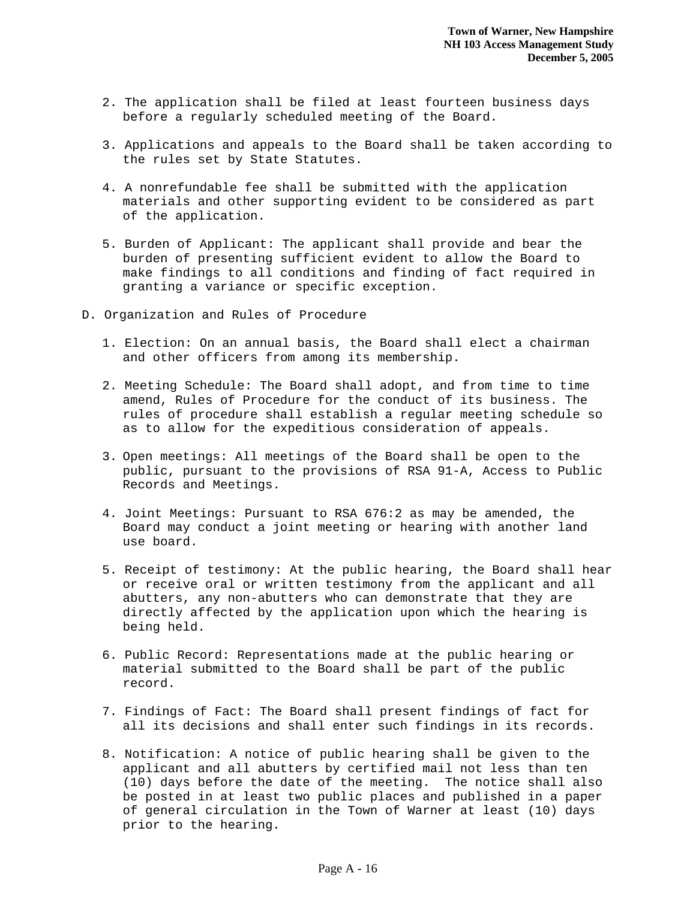2. The application shall be filed at least fourteen business days before a regularly scheduled meeting of the Board.

3. Applications and appeals to the Board shall be taken according to the rules set by State Statutes.

4. A nonrefundable fee shall be submitted with the application materials and other supporting evident to be considered as part of the application.

5. Burden of Applicant: The applicant shall provide and bear the burden of presenting sufficient evident to allow the Board to make findings to all conditions and finding of fact required in granting a variance or specific exception.

D. Organization and Rules of Procedure

1. Election: On an annual basis, the Board shall elect a chairman and other officers from among its membership.

2. Meeting Schedule: The Board shall adopt, and from time to time amend, Rules of Procedure for the conduct of its business. The rules of procedure shall establish a regular meeting schedule so as to allow for the expeditious consideration of appeals.

3. Open meetings: All meetings of the Board shall be open to the public, pursuant to the provisions of RSA 91-A, Access to Public Records and Meetings.

4. Joint Meetings: Pursuant to RSA 676:2 as may be amended, the Board may conduct a joint meeting or hearing with another land use board.

5. Receipt of testimony: At the public hearing, the Board shall hear or receive oral or written testimony from the applicant and all abutters, any non-abutters who can demonstrate that they are directly affected by the application upon which the hearing is being held.

6. Public Record: Representations made at the public hearing or material submitted to the Board shall be part of the public record.

7. Findings of Fact: The Board shall present findings of fact for all its decisions and shall enter such findings in its records.

8. Notification: A notice of public hearing shall be given to the applicant and all abutters by certified mail not less than ten (10) days before the date of the meeting. The notice shall also be posted in at least two public places and published in a paper of general circulation in the Town of Warner at least (10) days prior to the hearing.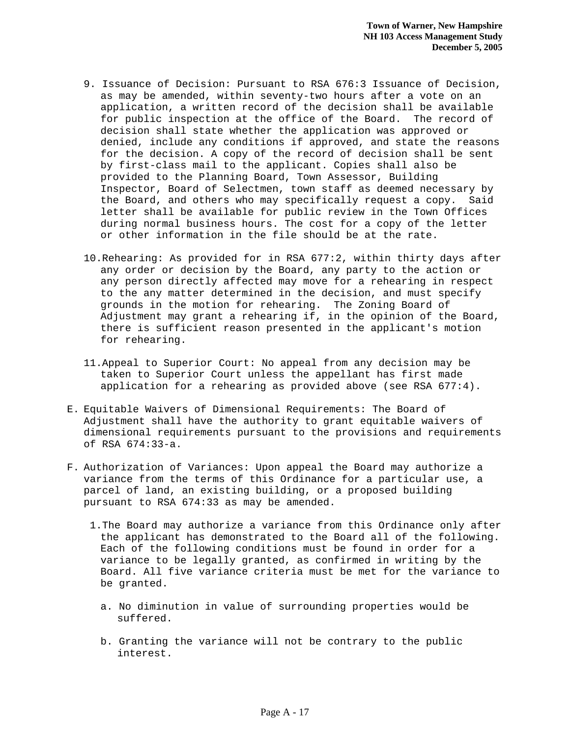9. Issuance of Decision: Pursuant to RSA 676:3 Issuance of Decision, as may be amended, within seventy-two hours after a vote on an application, a written record of the decision shall be available for public inspection at the office of the Board. The record of decision shall state whether the application was approved or denied, include any conditions if approved, and state the reasons for the decision. A copy of the record of decision shall be sent by first-class mail to the applicant. Copies shall also be provided to the Planning Board, Town Assessor, Building Inspector, Board of Selectmen, town staff as deemed necessary by the Board, and others who may specifically request a copy. Said letter shall be available for public review in the Town Offices during normal business hours. The cost for a copy of the letter or other information in the file should be at the rate.

10. Rehearing: As provided for in RSA 677:2, within thirty days after any order or decision by the Board, any party to the action or any person directly affected may move for a rehearing in respect to the any matter determined in the decision, and must specify grounds in the motion for rehearing. The Zoning Board of Adjustment may grant a rehearing if, in the opinion of the Board, there is sufficient reason presented in the applicant's motion for rehearing.

11. Appeal to Superior Court: No appeal from any decision may be taken to Superior Court unless the appellant has first made application for a rehearing as provided above (see RSA 677:4).

E. Equitable Waivers of Dimensional Requirements: The Board of Adjustment shall have the authority to grant equitable waivers of dimensional requirements pursuant to the provisions and requirements of RSA 674:33-a.

F. Authorization of Variances: Upon appeal the Board may authorize a variance from the terms of this Ordinance for a particular use, a parcel of land, an existing building, or a proposed building pursuant to RSA 674:33 as may be amended.

   1. The Board may authorize a variance from this Ordinance only after the applicant has demonstrated to the Board all of the following. Each of the following conditions must be found in order for a variance to be legally granted, as confirmed in writing by the Board. All five variance criteria must be met for the variance to be granted.

      a. No diminution in value of surrounding properties would be suffered.

      b. Granting the variance will not be contrary to the public interest.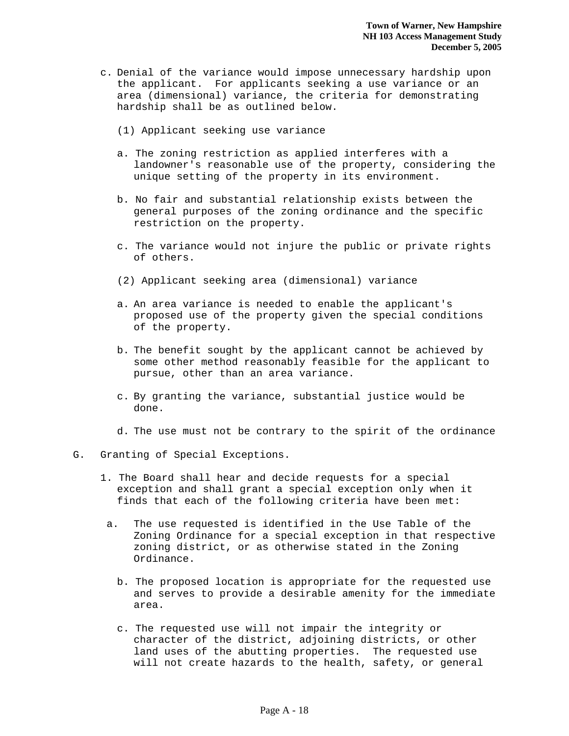c. Denial of the variance would impose unnecessary hardship upon the applicant. For applicants seeking a use variance or an area (dimensional) variance, the criteria for demonstrating hardship shall be as outlined below.

   (1) Applicant seeking use variance

   a. The zoning restriction as applied interferes with a landowner's reasonable use of the property, considering the unique setting of the property in its environment.

   b. No fair and substantial relationship exists between the general purposes of the zoning ordinance and the specific restriction on the property.

   c. The variance would not injure the public or private rights of others.

   (2) Applicant seeking area (dimensional) variance

   a. An area variance is needed to enable the applicant's proposed use of the property given the special conditions of the property.

   b. The benefit sought by the applicant cannot be achieved by some other method reasonably feasible for the applicant to pursue, other than an area variance.

   c. By granting the variance, substantial justice would be done.

   d. The use must not be contrary to the spirit of the ordinance

G. Granting of Special Exceptions.

1. The Board shall hear and decide requests for a special exception and shall grant a special exception only when it finds that each of the following criteria have been met:

   a. The use requested is identified in the Use Table of the Zoning Ordinance for a special exception in that respective zoning district, or as otherwise stated in the Zoning Ordinance.

   b. The proposed location is appropriate for the requested use and serves to provide a desirable amenity for the immediate area.

   c. The requested use will not impair the integrity or character of the district, adjoining districts, or other land uses of the abutting properties. The requested use will not create hazards to the health, safety, or general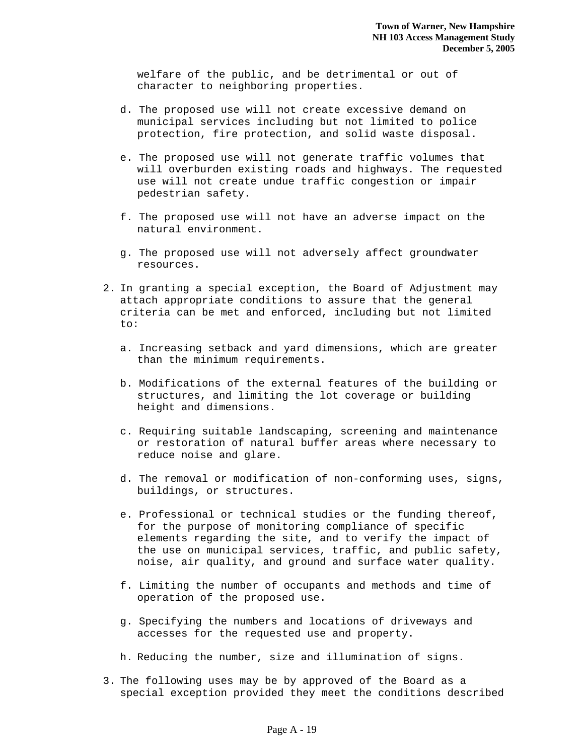welfare of the public, and be detrimental or out of character to neighboring properties.

   d. The proposed use will not create excessive demand on municipal services including but not limited to police protection, fire protection, and solid waste disposal.

   e. The proposed use will not generate traffic volumes that will overburden existing roads and highways. The requested use will not create undue traffic congestion or impair pedestrian safety.

   f. The proposed use will not have an adverse impact on the natural environment.

   g. The proposed use will not adversely affect groundwater resources.

2. In granting a special exception, the Board of Adjustment may attach appropriate conditions to assure that the general criteria can be met and enforced, including but not limited to:

   a. Increasing setback and yard dimensions, which are greater than the minimum requirements.

   b. Modifications of the external features of the building or structures, and limiting the lot coverage or building height and dimensions.

   c. Requiring suitable landscaping, screening and maintenance or restoration of natural buffer areas where necessary to reduce noise and glare.

   d. The removal or modification of non-conforming uses, signs, buildings, or structures.

   e. Professional or technical studies or the funding thereof, for the purpose of monitoring compliance of specific elements regarding the site, and to verify the impact of the use on municipal services, traffic, and public safety, noise, air quality, and ground and surface water quality.

   f. Limiting the number of occupants and methods and time of operation of the proposed use.

   g. Specifying the numbers and locations of driveways and accesses for the requested use and property.

   h. Reducing the number, size and illumination of signs.

3. The following uses may be by approved of the Board as a special exception provided they meet the conditions described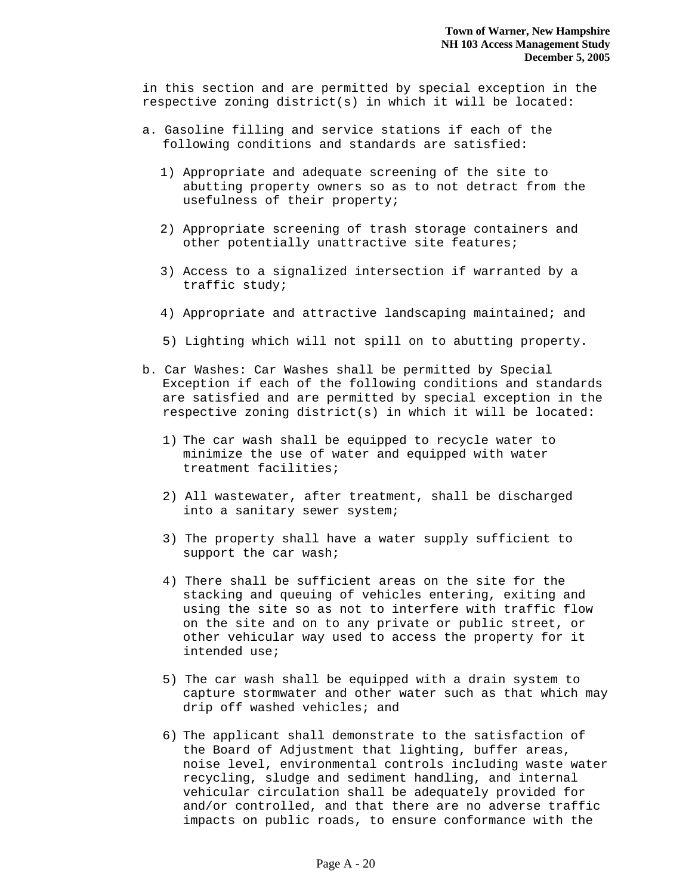in this section and are permitted by special exception in the respective zoning district(s) in which it will be located:

a. Gasoline filling and service stations if each of the following conditions and standards are satisfied:

   1) Appropriate and adequate screening of the site to abutting property owners so as to not detract from the usefulness of their property;

   2) Appropriate screening of trash storage containers and other potentially unattractive site features;

   3) Access to a signalized intersection if warranted by a traffic study;

   4) Appropriate and attractive landscaping maintained; and

   5) Lighting which will not spill on to abutting property.

b. Car Washes: Car Washes shall be permitted by Special Exception if each of the following conditions and standards are satisfied and are permitted by special exception in the respective zoning district(s) in which it will be located:

   1) The car wash shall be equipped to recycle water to minimize the use of water and equipped with water treatment facilities;

   2) All wastewater, after treatment, shall be discharged into a sanitary sewer system;

   3) The property shall have a water supply sufficient to support the car wash;

   4) There shall be sufficient areas on the site for the stacking and queuing of vehicles entering, exiting and using the site so as not to interfere with traffic flow on the site and on to any private or public street, or other vehicular way used to access the property for it intended use;

   5) The car wash shall be equipped with a drain system to capture stormwater and other water such as that which may drip off washed vehicles; and

   6) The applicant shall demonstrate to the satisfaction of the Board of Adjustment that lighting, buffer areas, noise level, environmental controls including waste water recycling, sludge and sediment handling, and internal vehicular circulation shall be adequately provided for and/or controlled, and that there are no adverse traffic impacts on public roads, to ensure conformance with the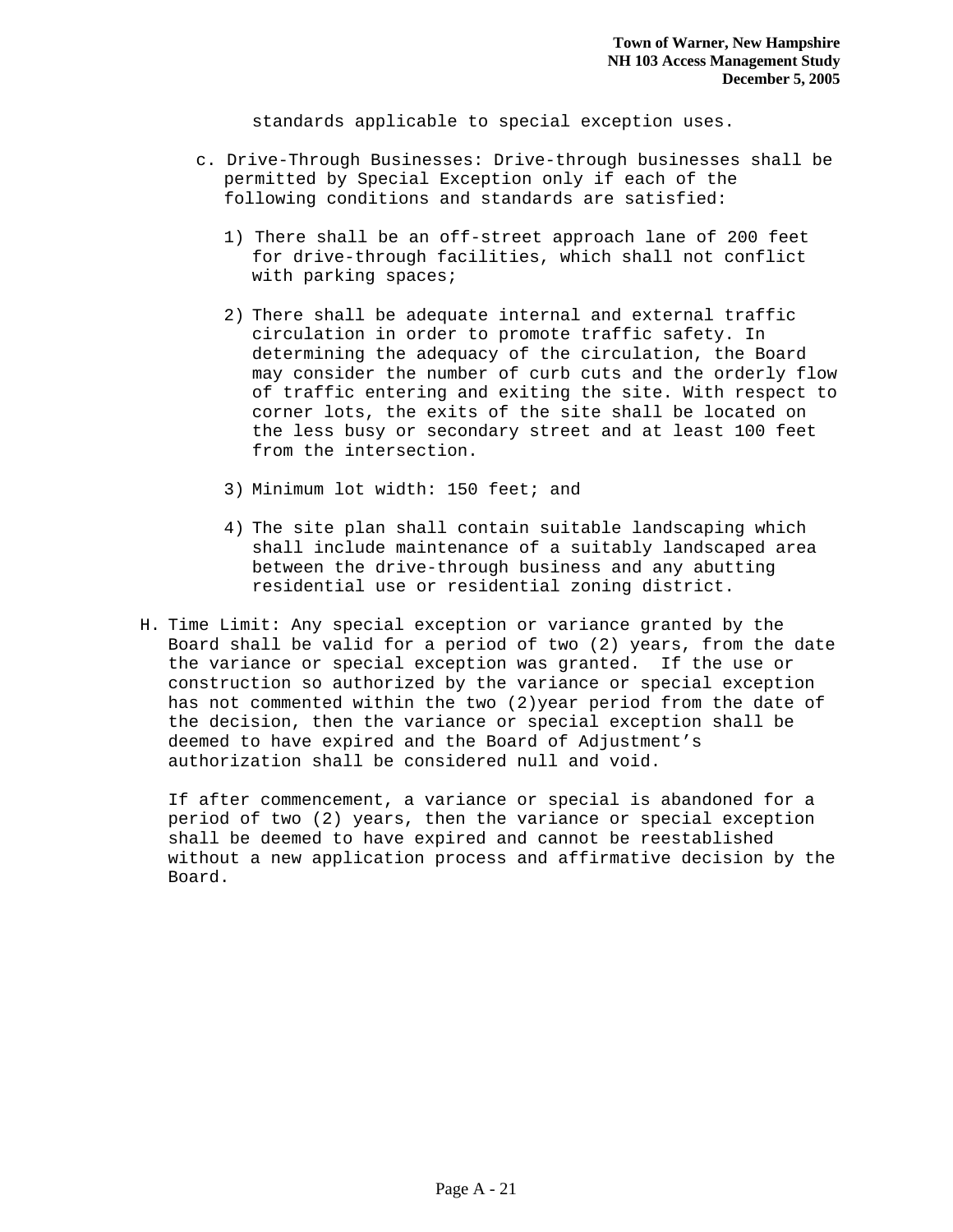standards applicable to special exception uses.

c. Drive-Through Businesses: Drive-through businesses shall be permitted by Special Exception only if each of the following conditions and standards are satisfied:

   1) There shall be an off-street approach lane of 200 feet for drive-through facilities, which shall not conflict with parking spaces;

   2) There shall be adequate internal and external traffic circulation in order to promote traffic safety. In determining the adequacy of the circulation, the Board may consider the number of curb cuts and the orderly flow of traffic entering and exiting the site. With respect to corner lots, the exits of the site shall be located on the less busy or secondary street and at least 100 feet from the intersection.

   3) Minimum lot width: 150 feet; and

   4) The site plan shall contain suitable landscaping which shall include maintenance of a suitably landscaped area between the drive-through business and any abutting residential use or residential zoning district.

H. Time Limit: Any special exception or variance granted by the Board shall be valid for a period of two (2) years, from the date the variance or special exception was granted. If the use or construction so authorized by the variance or special exception has not commented within the two (2)year period from the date of the decision, then the variance or special exception shall be deemed to have expired and the Board of Adjustment's authorization shall be considered null and void.

   If after commencement, a variance or special is abandoned for a period of two (2) years, then the variance or special exception shall be deemed to have expired and cannot be reestablished without a new application process and affirmative decision by the Board.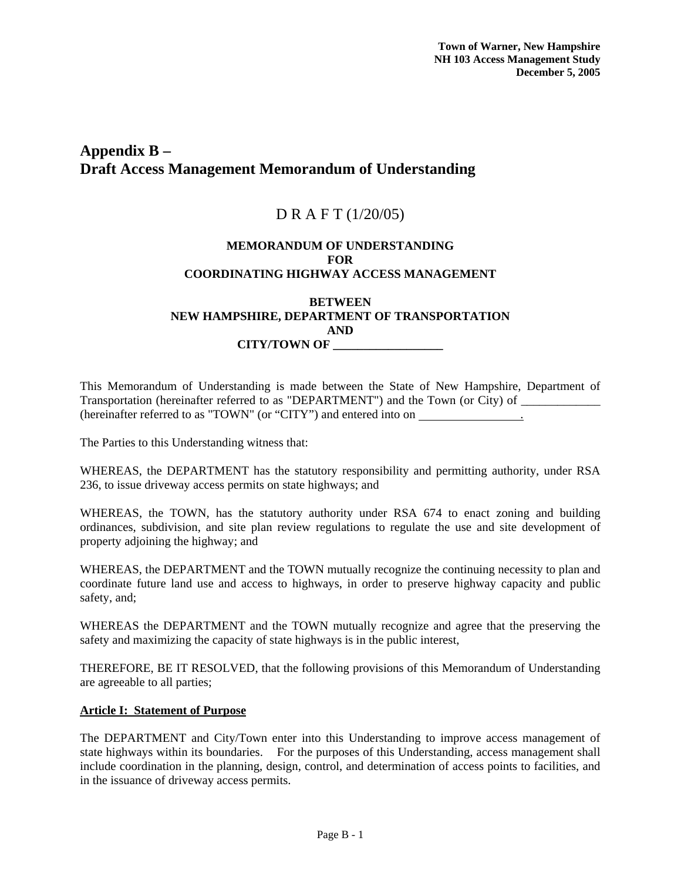# Appendix B –
# Draft Access Management Memorandum of Understanding

D R A F T (1/20/05)

**MEMORANDUM OF UNDERSTANDING**
**FOR**
**COORDINATING HIGHWAY ACCESS MANAGEMENT**

**BETWEEN**
**NEW HAMPSHIRE, DEPARTMENT OF TRANSPORTATION**
**AND**
**CITY/TOWN OF __________________**

This Memorandum of Understanding is made between the State of New Hampshire, Department of Transportation (hereinafter referred to as "DEPARTMENT") and the Town (or City) of _____________ (hereinafter referred to as "TOWN" (or "CITY") and entered into on _________________.

The Parties to this Understanding witness that:

WHEREAS, the DEPARTMENT has the statutory responsibility and permitting authority, under RSA 236, to issue driveway access permits on state highways; and

WHEREAS, the TOWN, has the statutory authority under RSA 674 to enact zoning and building ordinances, subdivision, and site plan review regulations to regulate the use and site development of property adjoining the highway; and

WHEREAS, the DEPARTMENT and the TOWN mutually recognize the continuing necessity to plan and coordinate future land use and access to highways, in order to preserve highway capacity and public safety, and;

WHEREAS the DEPARTMENT and the TOWN mutually recognize and agree that the preserving the safety and maximizing the capacity of state highways is in the public interest,

THEREFORE, BE IT RESOLVED, that the following provisions of this Memorandum of Understanding are agreeable to all parties;

**Article I: Statement of Purpose**

The DEPARTMENT and City/Town enter into this Understanding to improve access management of state highways within its boundaries. For the purposes of this Understanding, access management shall include coordination in the planning, design, control, and determination of access points to facilities, and in the issuance of driveway access permits.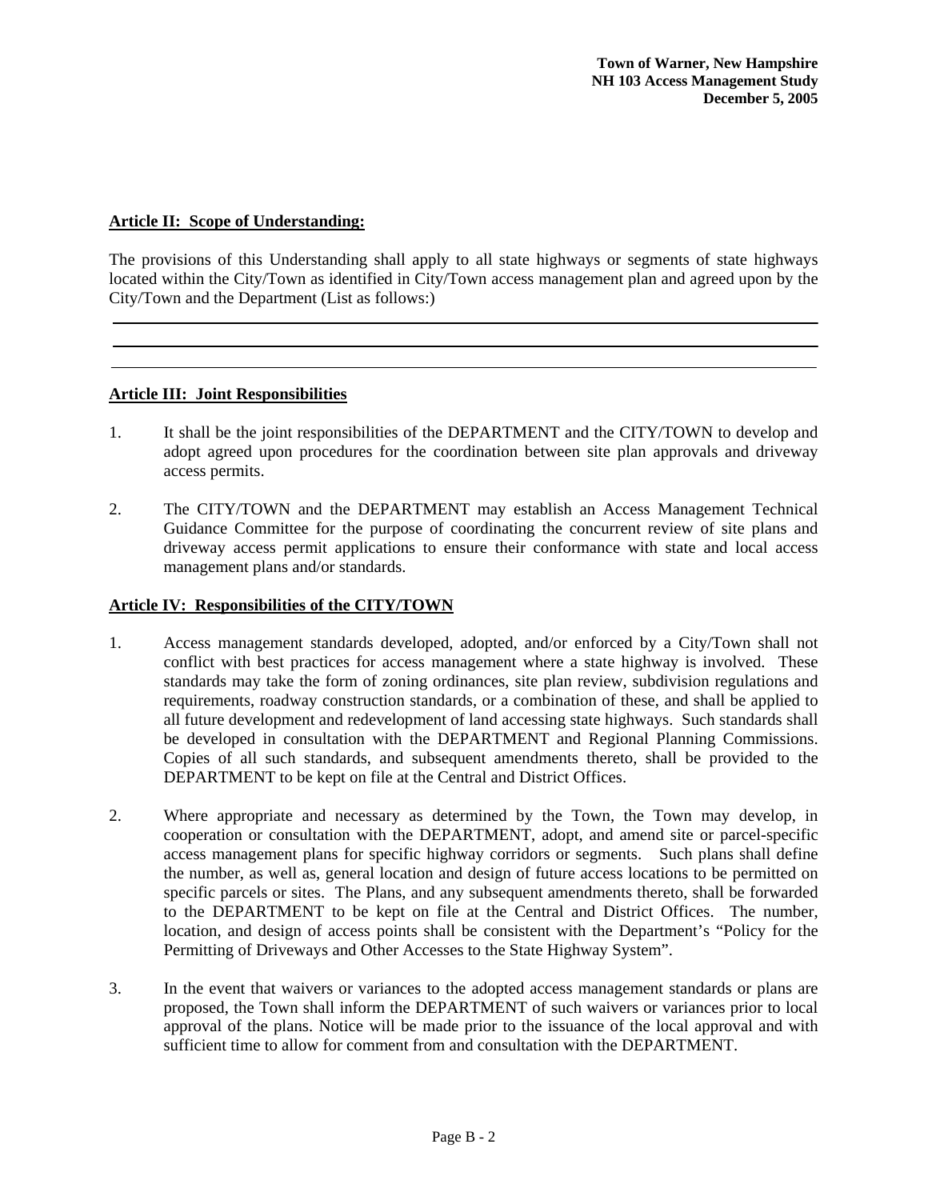**Article II: Scope of Understanding:**

The provisions of this Understanding shall apply to all state highways or segments of state highways located within the City/Town as identified in City/Town access management plan and agreed upon by the City/Town and the Department (List as follows:)

______________________________________________________________________

______________________________________________________________________

______________________________________________________________________

**Article III: Joint Responsibilities**

1. It shall be the joint responsibilities of the DEPARTMENT and the CITY/TOWN to develop and adopt agreed upon procedures for the coordination between site plan approvals and driveway access permits.

2. The CITY/TOWN and the DEPARTMENT may establish an Access Management Technical Guidance Committee for the purpose of coordinating the concurrent review of site plans and driveway access permit applications to ensure their conformance with state and local access management plans and/or standards.

**Article IV: Responsibilities of the CITY/TOWN**

1. Access management standards developed, adopted, and/or enforced by a City/Town shall not conflict with best practices for access management where a state highway is involved. These standards may take the form of zoning ordinances, site plan review, subdivision regulations and requirements, roadway construction standards, or a combination of these, and shall be applied to all future development and redevelopment of land accessing state highways. Such standards shall be developed in consultation with the DEPARTMENT and Regional Planning Commissions. Copies of all such standards, and subsequent amendments thereto, shall be provided to the DEPARTMENT to be kept on file at the Central and District Offices.

2. Where appropriate and necessary as determined by the Town, the Town may develop, in cooperation or consultation with the DEPARTMENT, adopt, and amend site or parcel-specific access management plans for specific highway corridors or segments. Such plans shall define the number, as well as, general location and design of future access locations to be permitted on specific parcels or sites. The Plans, and any subsequent amendments thereto, shall be forwarded to the DEPARTMENT to be kept on file at the Central and District Offices. The number, location, and design of access points shall be consistent with the Department's "Policy for the Permitting of Driveways and Other Accesses to the State Highway System".

3. In the event that waivers or variances to the adopted access management standards or plans are proposed, the Town shall inform the DEPARTMENT of such waivers or variances prior to local approval of the plans. Notice will be made prior to the issuance of the local approval and with sufficient time to allow for comment from and consultation with the DEPARTMENT.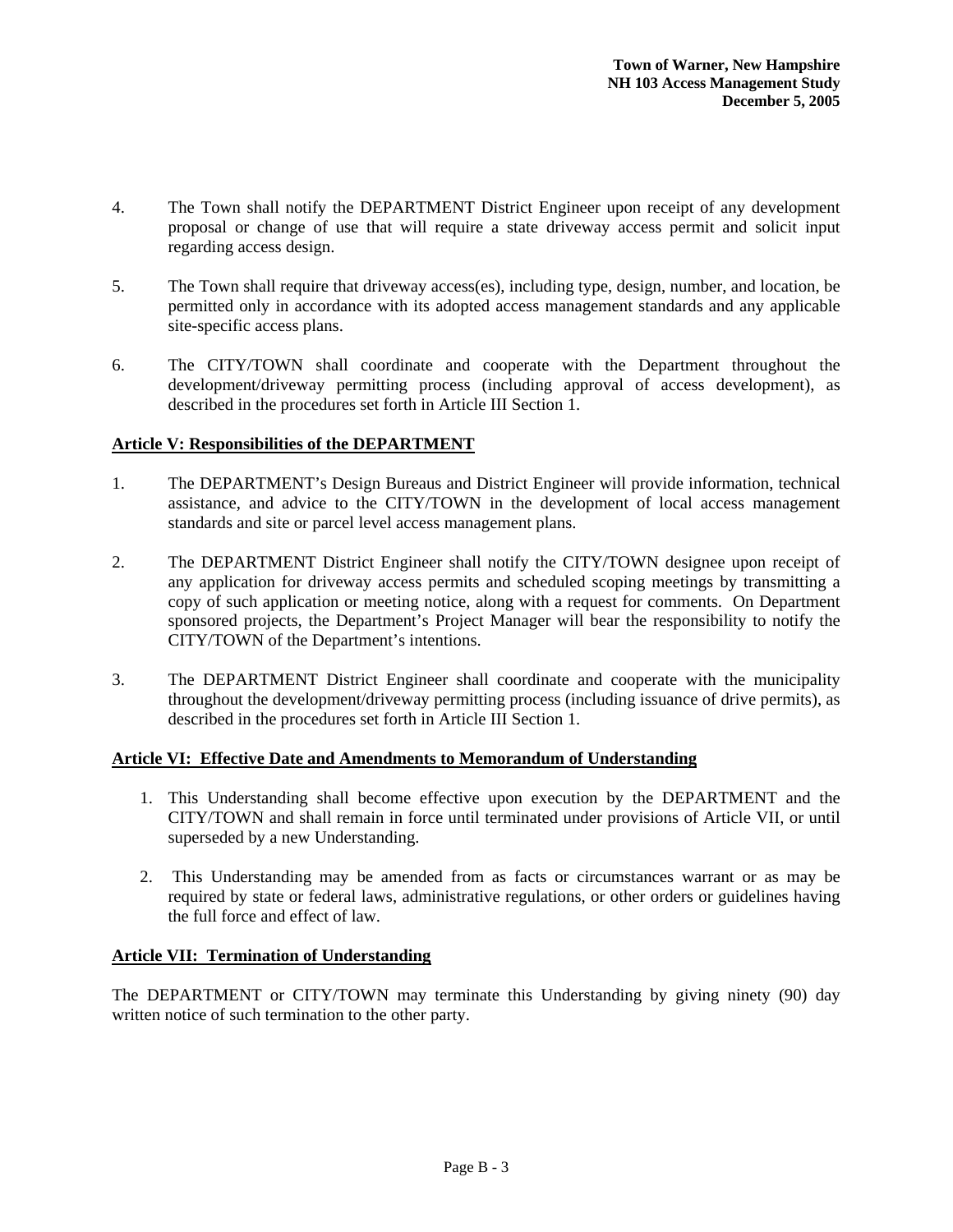4. The Town shall notify the DEPARTMENT District Engineer upon receipt of any development proposal or change of use that will require a state driveway access permit and solicit input regarding access design.

5. The Town shall require that driveway access(es), including type, design, number, and location, be permitted only in accordance with its adopted access management standards and any applicable site-specific access plans.

6. The CITY/TOWN shall coordinate and cooperate with the Department throughout the development/driveway permitting process (including approval of access development), as described in the procedures set forth in Article III Section 1.

**Article V: Responsibilities of the DEPARTMENT**

1. The DEPARTMENT's Design Bureaus and District Engineer will provide information, technical assistance, and advice to the CITY/TOWN in the development of local access management standards and site or parcel level access management plans.

2. The DEPARTMENT District Engineer shall notify the CITY/TOWN designee upon receipt of any application for driveway access permits and scheduled scoping meetings by transmitting a copy of such application or meeting notice, along with a request for comments. On Department sponsored projects, the Department's Project Manager will bear the responsibility to notify the CITY/TOWN of the Department's intentions.

3. The DEPARTMENT District Engineer shall coordinate and cooperate with the municipality throughout the development/driveway permitting process (including issuance of drive permits), as described in the procedures set forth in Article III Section 1.

**Article VI: Effective Date and Amendments to Memorandum of Understanding**

1. This Understanding shall become effective upon execution by the DEPARTMENT and the CITY/TOWN and shall remain in force until terminated under provisions of Article VII, or until superseded by a new Understanding.

2. This Understanding may be amended from as facts or circumstances warrant or as may be required by state or federal laws, administrative regulations, or other orders or guidelines having the full force and effect of law.

**Article VII: Termination of Understanding**

The DEPARTMENT or CITY/TOWN may terminate this Understanding by giving ninety (90) day written notice of such termination to the other party.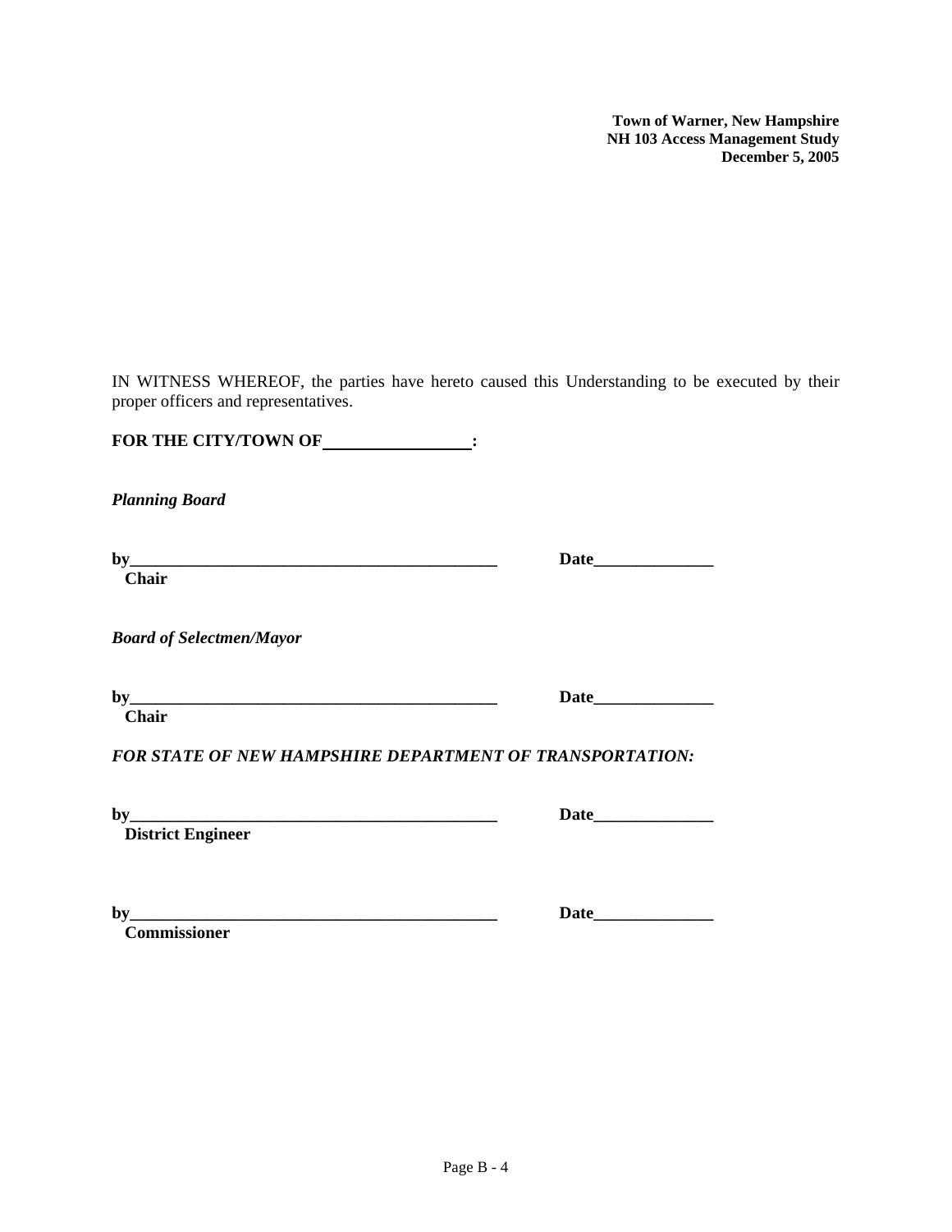IN WITNESS WHEREOF, the parties have hereto caused this Understanding to be executed by their proper officers and representatives.

**FOR THE CITY/TOWN OF \_\_\_\_\_\_\_\_\_\_\_\_\_\_\_\_\_:**

***Planning Board***

**by\_\_\_\_\_\_\_\_\_\_\_\_\_\_\_\_\_\_\_\_\_\_\_\_\_\_\_\_\_\_\_\_\_\_\_\_\_\_\_\_\_\_\_\_\_** **Date\_\_\_\_\_\_\_\_\_\_\_\_\_\_**
**Chair**

***Board of Selectmen/Mayor***

**by\_\_\_\_\_\_\_\_\_\_\_\_\_\_\_\_\_\_\_\_\_\_\_\_\_\_\_\_\_\_\_\_\_\_\_\_\_\_\_\_\_\_\_\_\_** **Date\_\_\_\_\_\_\_\_\_\_\_\_\_\_**
**Chair**

***FOR STATE OF NEW HAMPSHIRE DEPARTMENT OF TRANSPORTATION:***

**by\_\_\_\_\_\_\_\_\_\_\_\_\_\_\_\_\_\_\_\_\_\_\_\_\_\_\_\_\_\_\_\_\_\_\_\_\_\_\_\_\_\_\_\_\_** **Date\_\_\_\_\_\_\_\_\_\_\_\_\_\_**
**District Engineer**

**by\_\_\_\_\_\_\_\_\_\_\_\_\_\_\_\_\_\_\_\_\_\_\_\_\_\_\_\_\_\_\_\_\_\_\_\_\_\_\_\_\_\_\_\_\_** **Date\_\_\_\_\_\_\_\_\_\_\_\_\_\_**
**Commissioner**